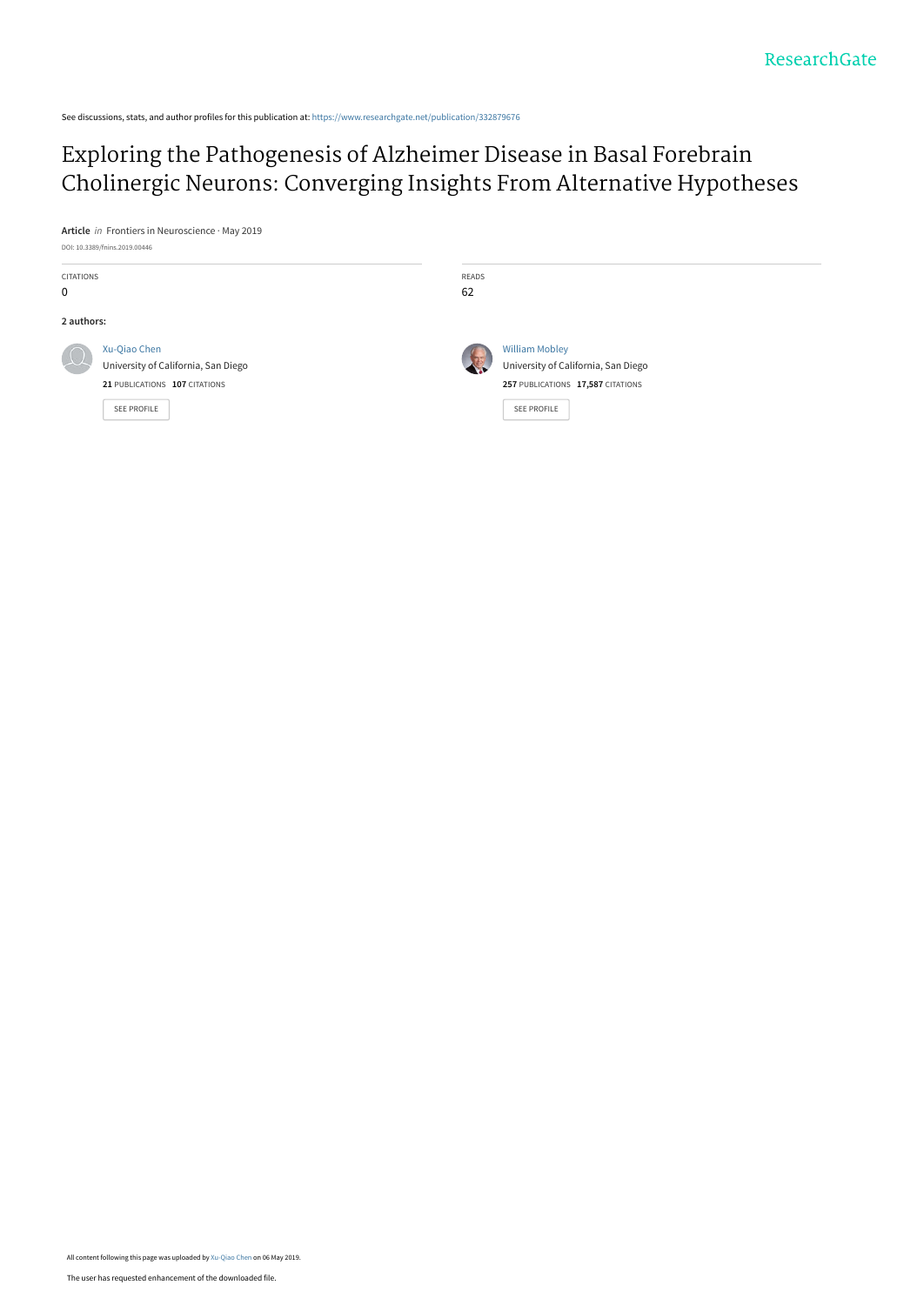See discussions, stats, and author profiles for this publication at: https://www.researchgate.net/publication/332879676

# Exploring the Pathogenesis of Alzheimer Disease in Basal Forebrain Cholinergic Neurons: Converging Insights From Alternative Hypotheses

**Article** *in* Frontiers in Neuroscience · May 2019

DOI: 10.3389/fnins.2019.00446

CITATIONS
0

READS
62

**2 authors:**

Xu-Qiao Chen
University of California, San Diego
**21** PUBLICATIONS **107** CITATIONS

SEE PROFILE

William Mobley
University of California, San Diego
**257** PUBLICATIONS **17,587** CITATIONS

SEE PROFILE

All content following this page was uploaded by Xu-Qiao Chen on 06 May 2019.

The user has requested enhancement of the downloaded file.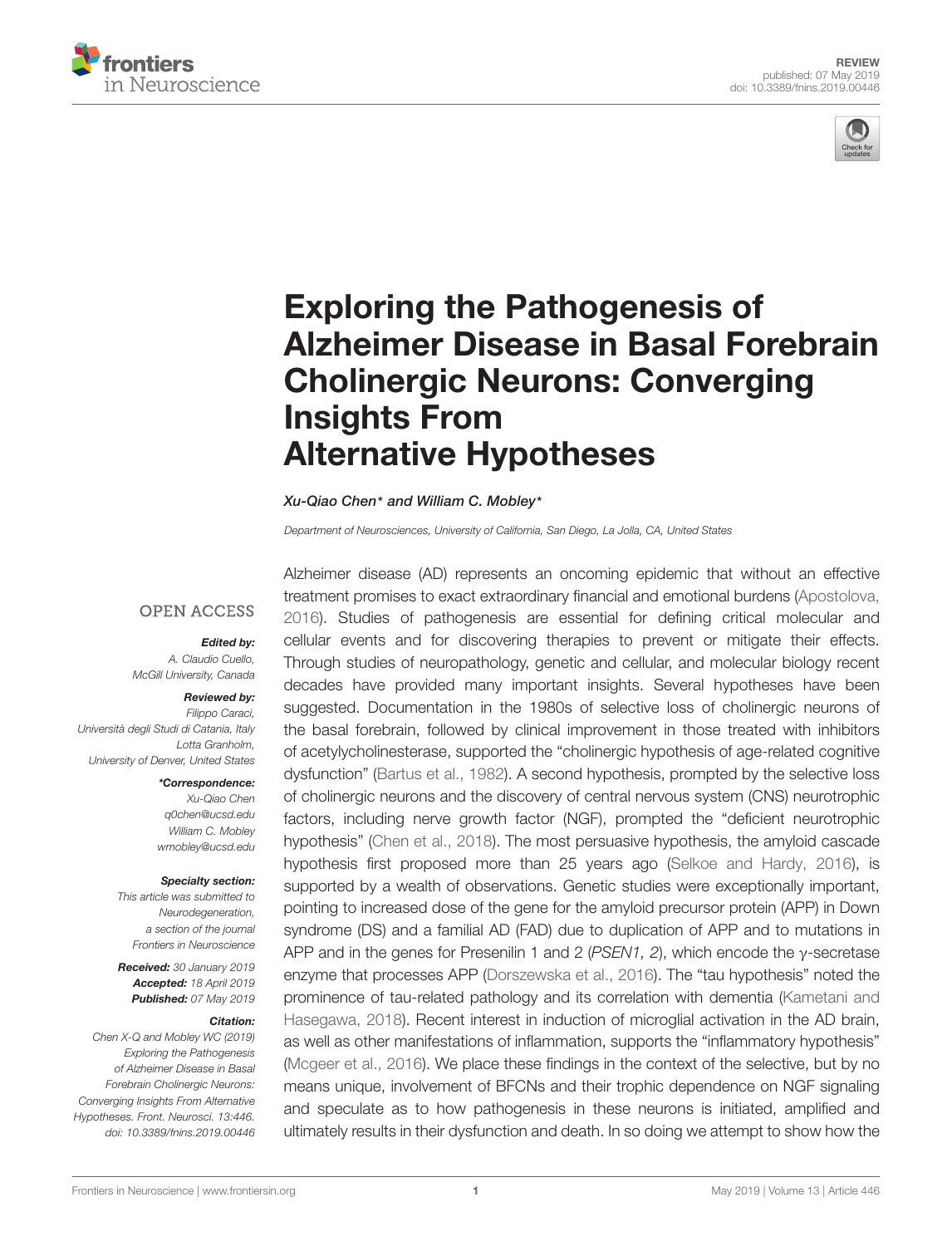# Exploring the Pathogenesis of Alzheimer Disease in Basal Forebrain Cholinergic Neurons: Converging Insights From Alternative Hypotheses

*Xu-Qiao Chen\* and William C. Mobley\**

*Department of Neurosciences, University of California, San Diego, La Jolla, CA, United States*

OPEN ACCESS

***Edited by:***
*A. Claudio Cuello,*
*McGill University, Canada*

***Reviewed by:***
*Filippo Caraci,*
*Università degli Studi di Catania, Italy*
*Lotta Granholm,*
*University of Denver, United States*

***\*Correspondence:***
*Xu-Qiao Chen*
*q0chen@ucsd.edu*
*William C. Mobley*
*wmobley@ucsd.edu*

***Specialty section:***
*This article was submitted to Neurodegeneration, a section of the journal Frontiers in Neuroscience*

***Received:*** *30 January 2019*
***Accepted:*** *18 April 2019*
***Published:*** *07 May 2019*

***Citation:***
*Chen X-Q and Mobley WC (2019) Exploring the Pathogenesis of Alzheimer Disease in Basal Forebrain Cholinergic Neurons: Converging Insights From Alternative Hypotheses. Front. Neurosci. 13:446. doi: 10.3389/fnins.2019.00446*

Alzheimer disease (AD) represents an oncoming epidemic that without an effective treatment promises to exact extraordinary financial and emotional burdens (Apostolova, 2016). Studies of pathogenesis are essential for defining critical molecular and cellular events and for discovering therapies to prevent or mitigate their effects. Through studies of neuropathology, genetic and cellular, and molecular biology recent decades have provided many important insights. Several hypotheses have been suggested. Documentation in the 1980s of selective loss of cholinergic neurons of the basal forebrain, followed by clinical improvement in those treated with inhibitors of acetylcholinesterase, supported the "cholinergic hypothesis of age-related cognitive dysfunction" (Bartus et al., 1982). A second hypothesis, prompted by the selective loss of cholinergic neurons and the discovery of central nervous system (CNS) neurotrophic factors, including nerve growth factor (NGF), prompted the "deficient neurotrophic hypothesis" (Chen et al., 2018). The most persuasive hypothesis, the amyloid cascade hypothesis first proposed more than 25 years ago (Selkoe and Hardy, 2016), is supported by a wealth of observations. Genetic studies were exceptionally important, pointing to increased dose of the gene for the amyloid precursor protein (APP) in Down syndrome (DS) and a familial AD (FAD) due to duplication of APP and to mutations in APP and in the genes for Presenilin 1 and 2 (*PSEN1, 2*), which encode the γ-secretase enzyme that processes APP (Dorszewska et al., 2016). The "tau hypothesis" noted the prominence of tau-related pathology and its correlation with dementia (Kametani and Hasegawa, 2018). Recent interest in induction of microglial activation in the AD brain, as well as other manifestations of inflammation, supports the "inflammatory hypothesis" (Mcgeer et al., 2016). We place these findings in the context of the selective, but by no means unique, involvement of BFCNs and their trophic dependence on NGF signaling and speculate as to how pathogenesis in these neurons is initiated, amplified and ultimately results in their dysfunction and death. In so doing we attempt to show how the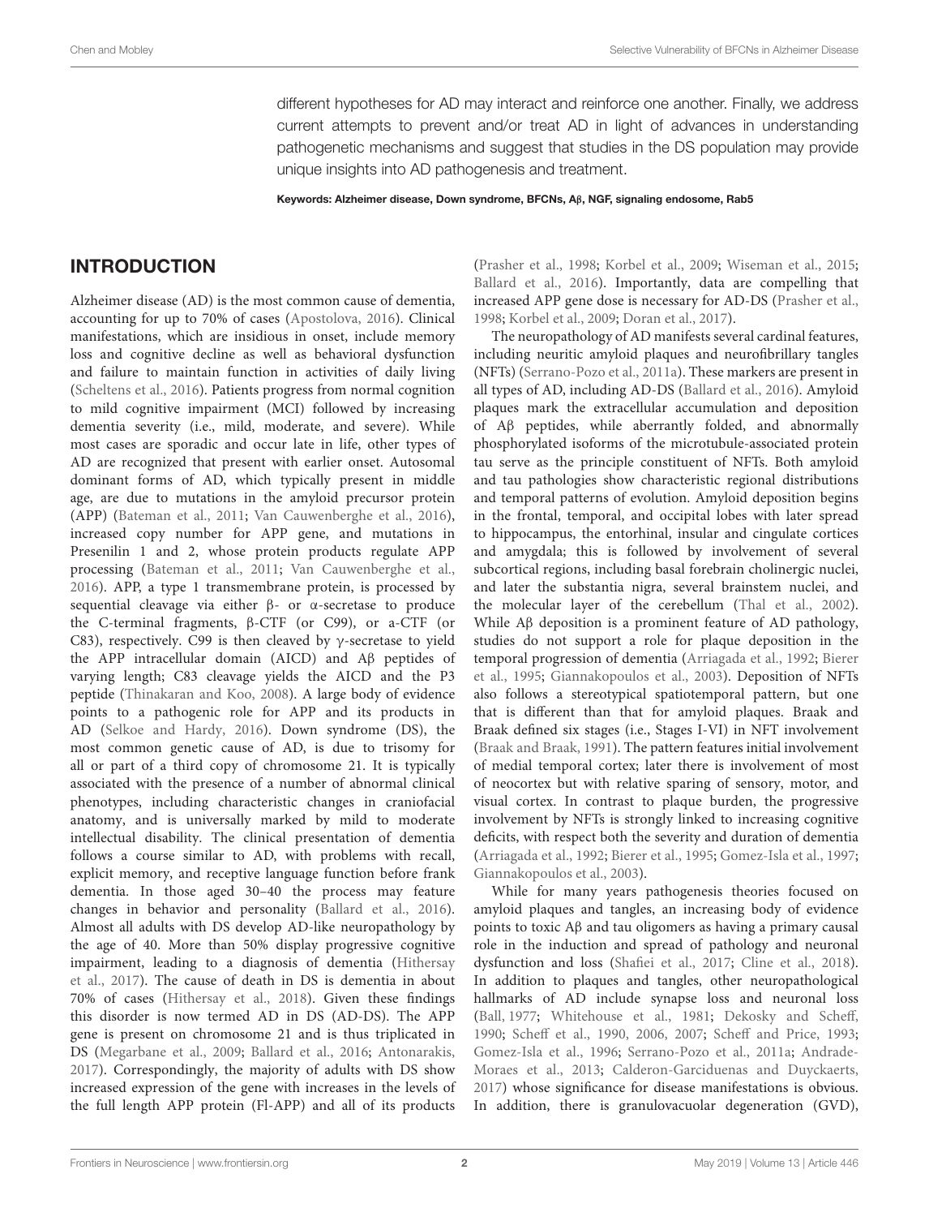different hypotheses for AD may interact and reinforce one another. Finally, we address current attempts to prevent and/or treat AD in light of advances in understanding pathogenetic mechanisms and suggest that studies in the DS population may provide unique insights into AD pathogenesis and treatment.

**Keywords: Alzheimer disease, Down syndrome, BFCNs, Aβ, NGF, signaling endosome, Rab5**

## INTRODUCTION

Alzheimer disease (AD) is the most common cause of dementia, accounting for up to 70% of cases (Apostolova, 2016). Clinical manifestations, which are insidious in onset, include memory loss and cognitive decline as well as behavioral dysfunction and failure to maintain function in activities of daily living (Scheltens et al., 2016). Patients progress from normal cognition to mild cognitive impairment (MCI) followed by increasing dementia severity (i.e., mild, moderate, and severe). While most cases are sporadic and occur late in life, other types of AD are recognized that present with earlier onset. Autosomal dominant forms of AD, which typically present in middle age, are due to mutations in the amyloid precursor protein (APP) (Bateman et al., 2011; Van Cauwenberghe et al., 2016), increased copy number for APP gene, and mutations in Presenilin 1 and 2, whose protein products regulate APP processing (Bateman et al., 2011; Van Cauwenberghe et al., 2016). APP, a type 1 transmembrane protein, is processed by sequential cleavage via either β- or α-secretase to produce the C-terminal fragments, β-CTF (or C99), or a-CTF (or C83), respectively. C99 is then cleaved by γ-secretase to yield the APP intracellular domain (AICD) and Aβ peptides of varying length; C83 cleavage yields the AICD and the P3 peptide (Thinakaran and Koo, 2008). A large body of evidence points to a pathogenic role for APP and its products in AD (Selkoe and Hardy, 2016). Down syndrome (DS), the most common genetic cause of AD, is due to trisomy for all or part of a third copy of chromosome 21. It is typically associated with the presence of a number of abnormal clinical phenotypes, including characteristic changes in craniofacial anatomy, and is universally marked by mild to moderate intellectual disability. The clinical presentation of dementia follows a course similar to AD, with problems with recall, explicit memory, and receptive language function before frank dementia. In those aged 30–40 the process may feature changes in behavior and personality (Ballard et al., 2016). Almost all adults with DS develop AD-like neuropathology by the age of 40. More than 50% display progressive cognitive impairment, leading to a diagnosis of dementia (Hithersay et al., 2017). The cause of death in DS is dementia in about 70% of cases (Hithersay et al., 2018). Given these findings this disorder is now termed AD in DS (AD-DS). The APP gene is present on chromosome 21 and is thus triplicated in DS (Megarbane et al., 2009; Ballard et al., 2016; Antonarakis, 2017). Correspondingly, the majority of adults with DS show increased expression of the gene with increases in the levels of the full length APP protein (Fl-APP) and all of its products (Prasher et al., 1998; Korbel et al., 2009; Wiseman et al., 2015; Ballard et al., 2016). Importantly, data are compelling that increased APP gene dose is necessary for AD-DS (Prasher et al., 1998; Korbel et al., 2009; Doran et al., 2017).

The neuropathology of AD manifests several cardinal features, including neuritic amyloid plaques and neurofibrillary tangles (NFTs) (Serrano-Pozo et al., 2011a). These markers are present in all types of AD, including AD-DS (Ballard et al., 2016). Amyloid plaques mark the extracellular accumulation and deposition of Aβ peptides, while aberrantly folded, and abnormally phosphorylated isoforms of the microtubule-associated protein tau serve as the principle constituent of NFTs. Both amyloid and tau pathologies show characteristic regional distributions and temporal patterns of evolution. Amyloid deposition begins in the frontal, temporal, and occipital lobes with later spread to hippocampus, the entorhinal, insular and cingulate cortices and amygdala; this is followed by involvement of several subcortical regions, including basal forebrain cholinergic nuclei, and later the substantia nigra, several brainstem nuclei, and the molecular layer of the cerebellum (Thal et al., 2002). While Aβ deposition is a prominent feature of AD pathology, studies do not support a role for plaque deposition in the temporal progression of dementia (Arriagada et al., 1992; Bierer et al., 1995; Giannakopoulos et al., 2003). Deposition of NFTs also follows a stereotypical spatiotemporal pattern, but one that is different than that for amyloid plaques. Braak and Braak defined six stages (i.e., Stages I-VI) in NFT involvement (Braak and Braak, 1991). The pattern features initial involvement of medial temporal cortex; later there is involvement of most of neocortex but with relative sparing of sensory, motor, and visual cortex. In contrast to plaque burden, the progressive involvement by NFTs is strongly linked to increasing cognitive deficits, with respect both the severity and duration of dementia (Arriagada et al., 1992; Bierer et al., 1995; Gomez-Isla et al., 1997; Giannakopoulos et al., 2003).

While for many years pathogenesis theories focused on amyloid plaques and tangles, an increasing body of evidence points to toxic Aβ and tau oligomers as having a primary causal role in the induction and spread of pathology and neuronal dysfunction and loss (Shafiei et al., 2017; Cline et al., 2018). In addition to plaques and tangles, other neuropathological hallmarks of AD include synapse loss and neuronal loss (Ball, 1977; Whitehouse et al., 1981; Dekosky and Scheff, 1990; Scheff et al., 1990, 2006, 2007; Scheff and Price, 1993; Gomez-Isla et al., 1996; Serrano-Pozo et al., 2011a; Andrade-Moraes et al., 2013; Calderon-Garciduenas and Duyckaerts, 2017) whose significance for disease manifestations is obvious. In addition, there is granulovacuolar degeneration (GVD),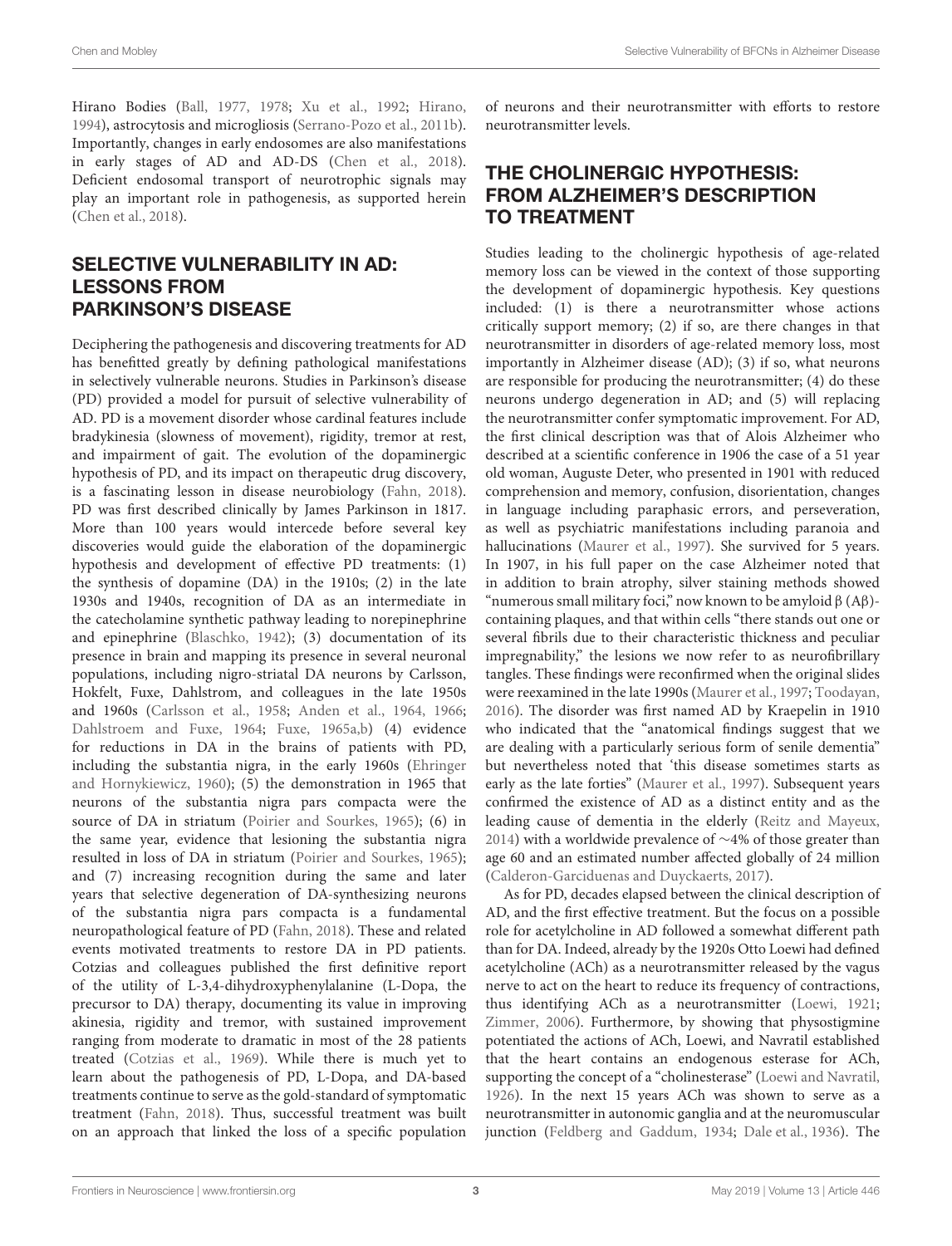Hirano Bodies (Ball, 1977, 1978; Xu et al., 1992; Hirano, 1994), astrocytosis and microgliosis (Serrano-Pozo et al., 2011b). Importantly, changes in early endosomes are also manifestations in early stages of AD and AD-DS (Chen et al., 2018). Deficient endosomal transport of neurotrophic signals may play an important role in pathogenesis, as supported herein (Chen et al., 2018).

## SELECTIVE VULNERABILITY IN AD: LESSONS FROM PARKINSON'S DISEASE

Deciphering the pathogenesis and discovering treatments for AD has benefitted greatly by defining pathological manifestations in selectively vulnerable neurons. Studies in Parkinson's disease (PD) provided a model for pursuit of selective vulnerability of AD. PD is a movement disorder whose cardinal features include bradykinesia (slowness of movement), rigidity, tremor at rest, and impairment of gait. The evolution of the dopaminergic hypothesis of PD, and its impact on therapeutic drug discovery, is a fascinating lesson in disease neurobiology (Fahn, 2018). PD was first described clinically by James Parkinson in 1817. More than 100 years would intercede before several key discoveries would guide the elaboration of the dopaminergic hypothesis and development of effective PD treatments: (1) the synthesis of dopamine (DA) in the 1910s; (2) in the late 1930s and 1940s, recognition of DA as an intermediate in the catecholamine synthetic pathway leading to norepinephrine and epinephrine (Blaschko, 1942); (3) documentation of its presence in brain and mapping its presence in several neuronal populations, including nigro-striatal DA neurons by Carlsson, Hokfelt, Fuxe, Dahlstrom, and colleagues in the late 1950s and 1960s (Carlsson et al., 1958; Anden et al., 1964, 1966; Dahlstroem and Fuxe, 1964; Fuxe, 1965a,b) (4) evidence for reductions in DA in the brains of patients with PD, including the substantia nigra, in the early 1960s (Ehringer and Hornykiewicz, 1960); (5) the demonstration in 1965 that neurons of the substantia nigra pars compacta were the source of DA in striatum (Poirier and Sourkes, 1965); (6) in the same year, evidence that lesioning the substantia nigra resulted in loss of DA in striatum (Poirier and Sourkes, 1965); and (7) increasing recognition during the same and later years that selective degeneration of DA-synthesizing neurons of the substantia nigra pars compacta is a fundamental neuropathological feature of PD (Fahn, 2018). These and related events motivated treatments to restore DA in PD patients. Cotzias and colleagues published the first definitive report of the utility of L-3,4-dihydroxyphenylalanine (L-Dopa, the precursor to DA) therapy, documenting its value in improving akinesia, rigidity and tremor, with sustained improvement ranging from moderate to dramatic in most of the 28 patients treated (Cotzias et al., 1969). While there is much yet to learn about the pathogenesis of PD, L-Dopa, and DA-based treatments continue to serve as the gold-standard of symptomatic treatment (Fahn, 2018). Thus, successful treatment was built on an approach that linked the loss of a specific population of neurons and their neurotransmitter with efforts to restore neurotransmitter levels.

## THE CHOLINERGIC HYPOTHESIS: FROM ALZHEIMER'S DESCRIPTION TO TREATMENT

Studies leading to the cholinergic hypothesis of age-related memory loss can be viewed in the context of those supporting the development of dopaminergic hypothesis. Key questions included: (1) is there a neurotransmitter whose actions critically support memory; (2) if so, are there changes in that neurotransmitter in disorders of age-related memory loss, most importantly in Alzheimer disease (AD); (3) if so, what neurons are responsible for producing the neurotransmitter; (4) do these neurons undergo degeneration in AD; and (5) will replacing the neurotransmitter confer symptomatic improvement. For AD, the first clinical description was that of Alois Alzheimer who described at a scientific conference in 1906 the case of a 51 year old woman, Auguste Deter, who presented in 1901 with reduced comprehension and memory, confusion, disorientation, changes in language including paraphasic errors, and perseveration, as well as psychiatric manifestations including paranoia and hallucinations (Maurer et al., 1997). She survived for 5 years. In 1907, in his full paper on the case Alzheimer noted that in addition to brain atrophy, silver staining methods showed "numerous small military foci," now known to be amyloid β (Aβ)-containing plaques, and that within cells "there stands out one or several fibrils due to their characteristic thickness and peculiar impregnability," the lesions we now refer to as neurofibrillary tangles. These findings were reconfirmed when the original slides were reexamined in the late 1990s (Maurer et al., 1997; Toodayan, 2016). The disorder was first named AD by Kraepelin in 1910 who indicated that the "anatomical findings suggest that we are dealing with a particularly serious form of senile dementia" but nevertheless noted that 'this disease sometimes starts as early as the late forties" (Maurer et al., 1997). Subsequent years confirmed the existence of AD as a distinct entity and as the leading cause of dementia in the elderly (Reitz and Mayeux, 2014) with a worldwide prevalence of ~4% of those greater than age 60 and an estimated number affected globally of 24 million (Calderon-Garciduenas and Duyckaerts, 2017).

As for PD, decades elapsed between the clinical description of AD, and the first effective treatment. But the focus on a possible role for acetylcholine in AD followed a somewhat different path than for DA. Indeed, already by the 1920s Otto Loewi had defined acetylcholine (ACh) as a neurotransmitter released by the vagus nerve to act on the heart to reduce its frequency of contractions, thus identifying ACh as a neurotransmitter (Loewi, 1921; Zimmer, 2006). Furthermore, by showing that physostigmine potentiated the actions of ACh, Loewi, and Navratil established that the heart contains an endogenous esterase for ACh, supporting the concept of a "cholinesterase" (Loewi and Navratil, 1926). In the next 15 years ACh was shown to serve as a neurotransmitter in autonomic ganglia and at the neuromuscular junction (Feldberg and Gaddum, 1934; Dale et al., 1936). The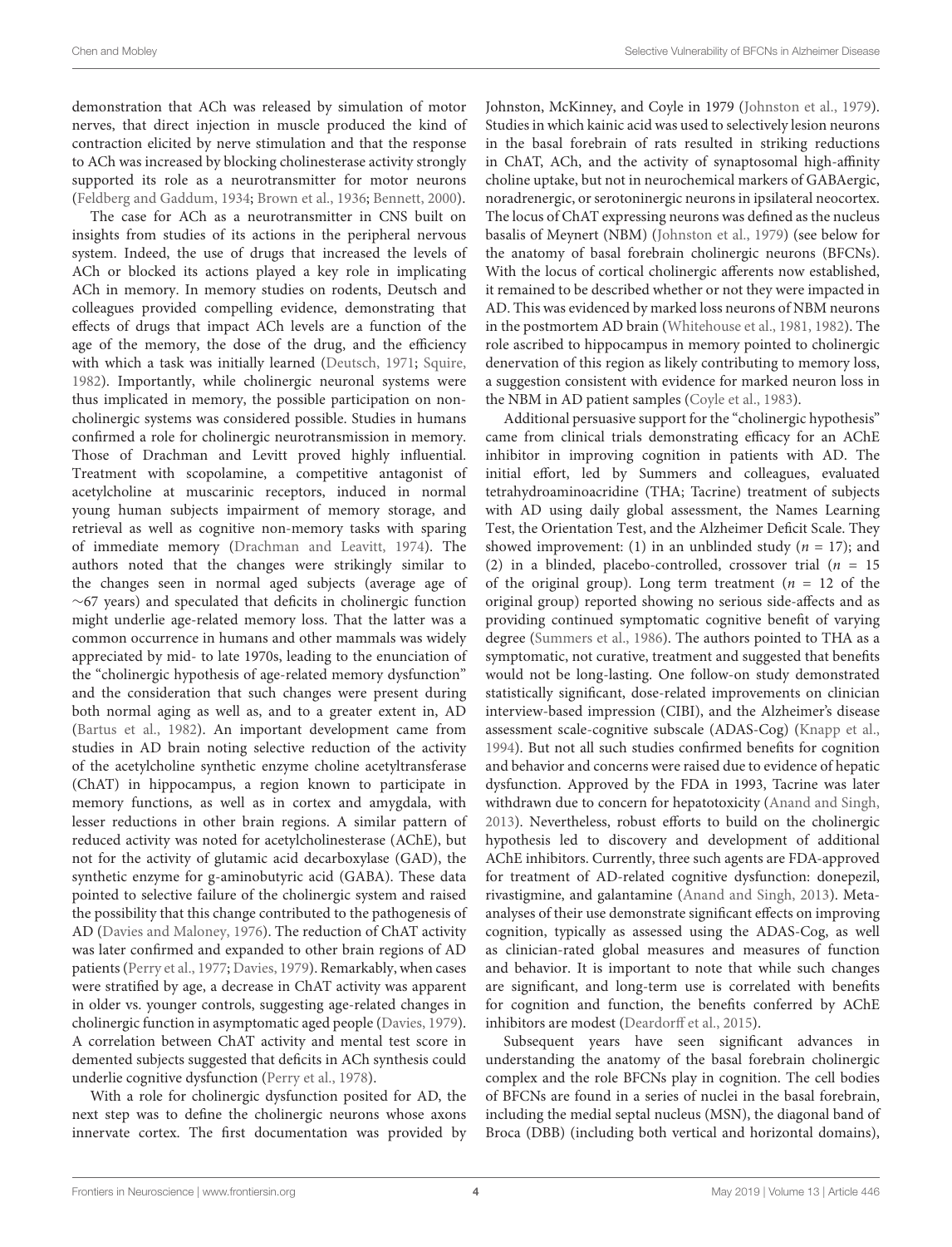demonstration that ACh was released by simulation of motor nerves, that direct injection in muscle produced the kind of contraction elicited by nerve stimulation and that the response to ACh was increased by blocking cholinesterase activity strongly supported its role as a neurotransmitter for motor neurons (Feldberg and Gaddum, 1934; Brown et al., 1936; Bennett, 2000).

The case for ACh as a neurotransmitter in CNS built on insights from studies of its actions in the peripheral nervous system. Indeed, the use of drugs that increased the levels of ACh or blocked its actions played a key role in implicating ACh in memory. In memory studies on rodents, Deutsch and colleagues provided compelling evidence, demonstrating that effects of drugs that impact ACh levels are a function of the age of the memory, the dose of the drug, and the efficiency with which a task was initially learned (Deutsch, 1971; Squire, 1982). Importantly, while cholinergic neuronal systems were thus implicated in memory, the possible participation on non-cholinergic systems was considered possible. Studies in humans confirmed a role for cholinergic neurotransmission in memory. Those of Drachman and Levitt proved highly influential. Treatment with scopolamine, a competitive antagonist of acetylcholine at muscarinic receptors, induced in normal young human subjects impairment of memory storage, and retrieval as well as cognitive non-memory tasks with sparing of immediate memory (Drachman and Leavitt, 1974). The authors noted that the changes were strikingly similar to the changes seen in normal aged subjects (average age of ∼67 years) and speculated that deficits in cholinergic function might underlie age-related memory loss. That the latter was a common occurrence in humans and other mammals was widely appreciated by mid- to late 1970s, leading to the enunciation of the "cholinergic hypothesis of age-related memory dysfunction" and the consideration that such changes were present during both normal aging as well as, and to a greater extent in, AD (Bartus et al., 1982). An important development came from studies in AD brain noting selective reduction of the activity of the acetylcholine synthetic enzyme choline acetyltransferase (ChAT) in hippocampus, a region known to participate in memory functions, as well as in cortex and amygdala, with lesser reductions in other brain regions. A similar pattern of reduced activity was noted for acetylcholinesterase (AChE), but not for the activity of glutamic acid decarboxylase (GAD), the synthetic enzyme for g-aminobutyric acid (GABA). These data pointed to selective failure of the cholinergic system and raised the possibility that this change contributed to the pathogenesis of AD (Davies and Maloney, 1976). The reduction of ChAT activity was later confirmed and expanded to other brain regions of AD patients (Perry et al., 1977; Davies, 1979). Remarkably, when cases were stratified by age, a decrease in ChAT activity was apparent in older vs. younger controls, suggesting age-related changes in cholinergic function in asymptomatic aged people (Davies, 1979). A correlation between ChAT activity and mental test score in demented subjects suggested that deficits in ACh synthesis could underlie cognitive dysfunction (Perry et al., 1978).

With a role for cholinergic dysfunction posited for AD, the next step was to define the cholinergic neurons whose axons innervate cortex. The first documentation was provided by Johnston, McKinney, and Coyle in 1979 (Johnston et al., 1979). Studies in which kainic acid was used to selectively lesion neurons in the basal forebrain of rats resulted in striking reductions in ChAT, ACh, and the activity of synaptosomal high-affinity choline uptake, but not in neurochemical markers of GABAergic, noradrenergic, or serotoninergic neurons in ipsilateral neocortex. The locus of ChAT expressing neurons was defined as the nucleus basalis of Meynert (NBM) (Johnston et al., 1979) (see below for the anatomy of basal forebrain cholinergic neurons (BFCNs). With the locus of cortical cholinergic afferents now established, it remained to be described whether or not they were impacted in AD. This was evidenced by marked loss neurons of NBM neurons in the postmortem AD brain (Whitehouse et al., 1981, 1982). The role ascribed to hippocampus in memory pointed to cholinergic denervation of this region as likely contributing to memory loss, a suggestion consistent with evidence for marked neuron loss in the NBM in AD patient samples (Coyle et al., 1983).

Additional persuasive support for the "cholinergic hypothesis" came from clinical trials demonstrating efficacy for an AChE inhibitor in improving cognition in patients with AD. The initial effort, led by Summers and colleagues, evaluated tetrahydroaminoacridine (THA; Tacrine) treatment of subjects with AD using daily global assessment, the Names Learning Test, the Orientation Test, and the Alzheimer Deficit Scale. They showed improvement: (1) in an unblinded study ($n = 17$); and (2) in a blinded, placebo-controlled, crossover trial ($n = 15$ of the original group). Long term treatment ($n = 12$ of the original group) reported showing no serious side-affects and as providing continued symptomatic cognitive benefit of varying degree (Summers et al., 1986). The authors pointed to THA as a symptomatic, not curative, treatment and suggested that benefits would not be long-lasting. One follow-on study demonstrated statistically significant, dose-related improvements on clinician interview-based impression (CIBI), and the Alzheimer's disease assessment scale-cognitive subscale (ADAS-Cog) (Knapp et al., 1994). But not all such studies confirmed benefits for cognition and behavior and concerns were raised due to evidence of hepatic dysfunction. Approved by the FDA in 1993, Tacrine was later withdrawn due to concern for hepatotoxicity (Anand and Singh, 2013). Nevertheless, robust efforts to build on the cholinergic hypothesis led to discovery and development of additional AChE inhibitors. Currently, three such agents are FDA-approved for treatment of AD-related cognitive dysfunction: donepezil, rivastigmine, and galantamine (Anand and Singh, 2013). Meta-analyses of their use demonstrate significant effects on improving cognition, typically as assessed using the ADAS-Cog, as well as clinician-rated global measures and measures of function and behavior. It is important to note that while such changes are significant, and long-term use is correlated with benefits for cognition and function, the benefits conferred by AChE inhibitors are modest (Deardorff et al., 2015).

Subsequent years have seen significant advances in understanding the anatomy of the basal forebrain cholinergic complex and the role BFCNs play in cognition. The cell bodies of BFCNs are found in a series of nuclei in the basal forebrain, including the medial septal nucleus (MSN), the diagonal band of Broca (DBB) (including both vertical and horizontal domains),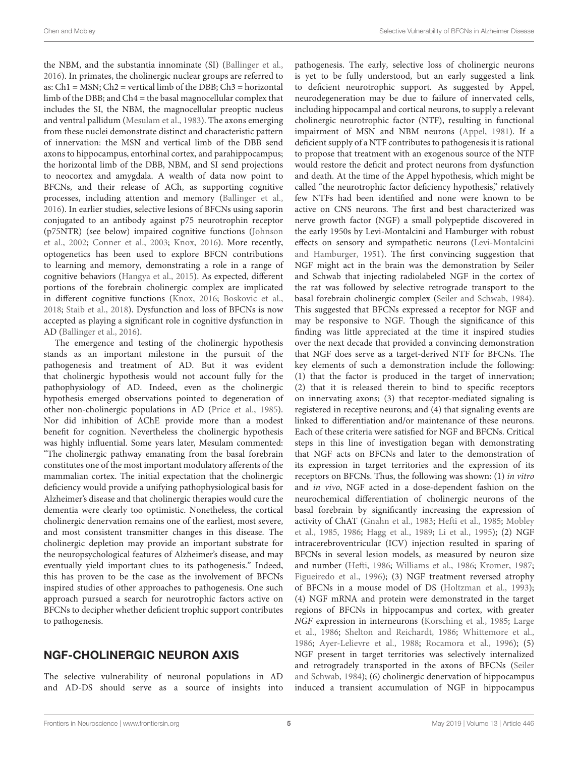the NBM, and the substantia innominate (SI) (Ballinger et al., 2016). In primates, the cholinergic nuclear groups are referred to as: Ch1 = MSN; Ch2 = vertical limb of the DBB; Ch3 = horizontal limb of the DBB; and Ch4 = the basal magnocellular complex that includes the SI, the NBM, the magnocellular preoptic nucleus and ventral pallidum (Mesulam et al., 1983). The axons emerging from these nuclei demonstrate distinct and characteristic pattern of innervation: the MSN and vertical limb of the DBB send axons to hippocampus, entorhinal cortex, and parahippocampus; the horizontal limb of the DBB, NBM, and SI send projections to neocortex and amygdala. A wealth of data now point to BFCNs, and their release of ACh, as supporting cognitive processes, including attention and memory (Ballinger et al., 2016). In earlier studies, selective lesions of BFCNs using saporin conjugated to an antibody against p75 neurotrophin receptor (p75NTR) (see below) impaired cognitive functions (Johnson et al., 2002; Conner et al., 2003; Knox, 2016). More recently, optogenetics has been used to explore BFCN contributions to learning and memory, demonstrating a role in a range of cognitive behaviors (Hangya et al., 2015). As expected, different portions of the forebrain cholinergic complex are implicated in different cognitive functions (Knox, 2016; Boskovic et al., 2018; Staib et al., 2018). Dysfunction and loss of BFCNs is now accepted as playing a significant role in cognitive dysfunction in AD (Ballinger et al., 2016).

The emergence and testing of the cholinergic hypothesis stands as an important milestone in the pursuit of the pathogenesis and treatment of AD. But it was evident that cholinergic hypothesis would not account fully for the pathophysiology of AD. Indeed, even as the cholinergic hypothesis emerged observations pointed to degeneration of other non-cholinergic populations in AD (Price et al., 1985). Nor did inhibition of AChE provide more than a modest benefit for cognition. Nevertheless the cholinergic hypothesis was highly influential. Some years later, Mesulam commented: "The cholinergic pathway emanating from the basal forebrain constitutes one of the most important modulatory afferents of the mammalian cortex. The initial expectation that the cholinergic deficiency would provide a unifying pathophysiological basis for Alzheimer's disease and that cholinergic therapies would cure the dementia were clearly too optimistic. Nonetheless, the cortical cholinergic denervation remains one of the earliest, most severe, and most consistent transmitter changes in this disease. The cholinergic depletion may provide an important substrate for the neuropsychological features of Alzheimer's disease, and may eventually yield important clues to its pathogenesis." Indeed, this has proven to be the case as the involvement of BFCNs inspired studies of other approaches to pathogenesis. One such approach pursued a search for neurotrophic factors active on BFCNs to decipher whether deficient trophic support contributes to pathogenesis.

## NGF-CHOLINERGIC NEURON AXIS

The selective vulnerability of neuronal populations in AD and AD-DS should serve as a source of insights into pathogenesis. The early, selective loss of cholinergic neurons is yet to be fully understood, but an early suggested a link to deficient neurotrophic support. As suggested by Appel, neurodegeneration may be due to failure of innervated cells, including hippocampal and cortical neurons, to supply a relevant cholinergic neurotrophic factor (NTF), resulting in functional impairment of MSN and NBM neurons (Appel, 1981). If a deficient supply of a NTF contributes to pathogenesis it is rational to propose that treatment with an exogenous source of the NTF would restore the deficit and protect neurons from dysfunction and death. At the time of the Appel hypothesis, which might be called "the neurotrophic factor deficiency hypothesis," relatively few NTFs had been identified and none were known to be active on CNS neurons. The first and best characterized was nerve growth factor (NGF) a small polypeptide discovered in the early 1950s by Levi-Montalcini and Hamburger with robust effects on sensory and sympathetic neurons (Levi-Montalcini and Hamburger, 1951). The first convincing suggestion that NGF might act in the brain was the demonstration by Seiler and Schwab that injecting radiolabeled NGF in the cortex of the rat was followed by selective retrograde transport to the basal forebrain cholinergic complex (Seiler and Schwab, 1984). This suggested that BFCNs expressed a receptor for NGF and may be responsive to NGF. Though the significance of this finding was little appreciated at the time it inspired studies over the next decade that provided a convincing demonstration that NGF does serve as a target-derived NTF for BFCNs. The key elements of such a demonstration include the following: (1) that the factor is produced in the target of innervation; (2) that it is released therein to bind to specific receptors on innervating axons; (3) that receptor-mediated signaling is registered in receptive neurons; and (4) that signaling events are linked to differentiation and/or maintenance of these neurons. Each of these criteria were satisfied for NGF and BFCNs. Critical steps in this line of investigation began with demonstrating that NGF acts on BFCNs and later to the demonstration of its expression in target territories and the expression of its receptors on BFCNs. Thus, the following was shown: (1) *in vitro* and *in vivo*, NGF acted in a dose-dependent fashion on the neurochemical differentiation of cholinergic neurons of the basal forebrain by significantly increasing the expression of activity of ChAT (Gnahn et al., 1983; Hefti et al., 1985; Mobley et al., 1985, 1986; Hagg et al., 1989; Li et al., 1995); (2) NGF intracerebroventricular (ICV) injection resulted in sparing of BFCNs in several lesion models, as measured by neuron size and number (Hefti, 1986; Williams et al., 1986; Kromer, 1987; Figueiredo et al., 1996); (3) NGF treatment reversed atrophy of BFCNs in a mouse model of DS (Holtzman et al., 1993); (4) NGF mRNA and protein were demonstrated in the target regions of BFCNs in hippocampus and cortex, with greater *NGF* expression in interneurons (Korsching et al., 1985; Large et al., 1986; Shelton and Reichardt, 1986; Whittemore et al., 1986; Ayer-Lelievre et al., 1988; Rocamora et al., 1996); (5) NGF present in target territories was selectively internalized and retrogradely transported in the axons of BFCNs (Seiler and Schwab, 1984); (6) cholinergic denervation of hippocampus induced a transient accumulation of NGF in hippocampus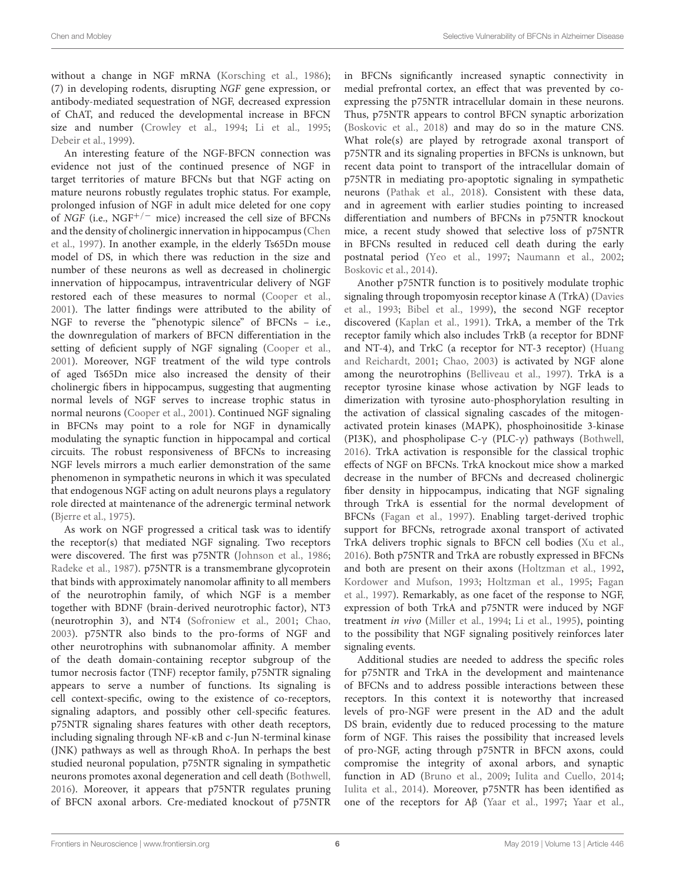without a change in NGF mRNA (Korsching et al., 1986); (7) in developing rodents, disrupting *NGF* gene expression, or antibody-mediated sequestration of NGF, decreased expression of ChAT, and reduced the developmental increase in BFCN size and number (Crowley et al., 1994; Li et al., 1995; Debeir et al., 1999).

An interesting feature of the NGF-BFCN connection was evidence not just of the continued presence of NGF in target territories of mature BFCNs but that NGF acting on mature neurons robustly regulates trophic status. For example, prolonged infusion of NGF in adult mice deleted for one copy of *NGF* (i.e., $NGF^{+/-}$ mice) increased the cell size of BFCNs and the density of cholinergic innervation in hippocampus (Chen et al., 1997). In another example, in the elderly Ts65Dn mouse model of DS, in which there was reduction in the size and number of these neurons as well as decreased in cholinergic innervation of hippocampus, intraventricular delivery of NGF restored each of these measures to normal (Cooper et al., 2001). The latter findings were attributed to the ability of NGF to reverse the "phenotypic silence" of BFCNs – i.e., the downregulation of markers of BFCN differentiation in the setting of deficient supply of NGF signaling (Cooper et al., 2001). Moreover, NGF treatment of the wild type controls of aged Ts65Dn mice also increased the density of their cholinergic fibers in hippocampus, suggesting that augmenting normal levels of NGF serves to increase trophic status in normal neurons (Cooper et al., 2001). Continued NGF signaling in BFCNs may point to a role for NGF in dynamically modulating the synaptic function in hippocampal and cortical circuits. The robust responsiveness of BFCNs to increasing NGF levels mirrors a much earlier demonstration of the same phenomenon in sympathetic neurons in which it was speculated that endogenous NGF acting on adult neurons plays a regulatory role directed at maintenance of the adrenergic terminal network (Bjerre et al., 1975).

As work on NGF progressed a critical task was to identify the receptor(s) that mediated NGF signaling. Two receptors were discovered. The first was p75NTR (Johnson et al., 1986; Radeke et al., 1987). p75NTR is a transmembrane glycoprotein that binds with approximately nanomolar affinity to all members of the neurotrophin family, of which NGF is a member together with BDNF (brain-derived neurotrophic factor), NT3 (neurotrophin 3), and NT4 (Sofroniew et al., 2001; Chao, 2003). p75NTR also binds to the pro-forms of NGF and other neurotrophins with subnanomolar affinity. A member of the death domain-containing receptor subgroup of the tumor necrosis factor (TNF) receptor family, p75NTR signaling appears to serve a number of functions. Its signaling is cell context-specific, owing to the existence of co-receptors, signaling adaptors, and possibly other cell-specific features. p75NTR signaling shares features with other death receptors, including signaling through NF-κB and c-Jun N-terminal kinase (JNK) pathways as well as through RhoA. In perhaps the best studied neuronal population, p75NTR signaling in sympathetic neurons promotes axonal degeneration and cell death (Bothwell, 2016). Moreover, it appears that p75NTR regulates pruning of BFCN axonal arbors. Cre-mediated knockout of p75NTR in BFCNs significantly increased synaptic connectivity in medial prefrontal cortex, an effect that was prevented by co-expressing the p75NTR intracellular domain in these neurons. Thus, p75NTR appears to control BFCN synaptic arborization (Boskovic et al., 2018) and may do so in the mature CNS. What role(s) are played by retrograde axonal transport of p75NTR and its signaling properties in BFCNs is unknown, but recent data point to transport of the intracellular domain of p75NTR in mediating pro-apoptotic signaling in sympathetic neurons (Pathak et al., 2018). Consistent with these data, and in agreement with earlier studies pointing to increased differentiation and numbers of BFCNs in p75NTR knockout mice, a recent study showed that selective loss of p75NTR in BFCNs resulted in reduced cell death during the early postnatal period (Yeo et al., 1997; Naumann et al., 2002; Boskovic et al., 2014).

Another p75NTR function is to positively modulate trophic signaling through tropomyosin receptor kinase A (TrkA) (Davies et al., 1993; Bibel et al., 1999), the second NGF receptor discovered (Kaplan et al., 1991). TrkA, a member of the Trk receptor family which also includes TrkB (a receptor for BDNF and NT-4), and TrkC (a receptor for NT-3 receptor) (Huang and Reichardt, 2001; Chao, 2003) is activated by NGF alone among the neurotrophins (Belliveau et al., 1997). TrkA is a receptor tyrosine kinase whose activation by NGF leads to dimerization with tyrosine auto-phosphorylation resulting in the activation of classical signaling cascades of the mitogen-activated protein kinases (MAPK), phosphoinositide 3-kinase (PI3K), and phospholipase C-γ (PLC-γ) pathways (Bothwell, 2016). TrkA activation is responsible for the classical trophic effects of NGF on BFCNs. TrkA knockout mice show a marked decrease in the number of BFCNs and decreased cholinergic fiber density in hippocampus, indicating that NGF signaling through TrkA is essential for the normal development of BFCNs (Fagan et al., 1997). Enabling target-derived trophic support for BFCNs, retrograde axonal transport of activated TrkA delivers trophic signals to BFCN cell bodies (Xu et al., 2016). Both p75NTR and TrkA are robustly expressed in BFCNs and both are present on their axons (Holtzman et al., 1992, Kordower and Mufson, 1993; Holtzman et al., 1995; Fagan et al., 1997). Remarkably, as one facet of the response to NGF, expression of both TrkA and p75NTR were induced by NGF treatment *in vivo* (Miller et al., 1994; Li et al., 1995), pointing to the possibility that NGF signaling positively reinforces later signaling events.

Additional studies are needed to address the specific roles for p75NTR and TrkA in the development and maintenance of BFCNs and to address possible interactions between these receptors. In this context it is noteworthy that increased levels of pro-NGF were present in the AD and the adult DS brain, evidently due to reduced processing to the mature form of NGF. This raises the possibility that increased levels of pro-NGF, acting through p75NTR in BFCN axons, could compromise the integrity of axonal arbors, and synaptic function in AD (Bruno et al., 2009; Iulita and Cuello, 2014; Iulita et al., 2014). Moreover, p75NTR has been identified as one of the receptors for Aβ (Yaar et al., 1997; Yaar et al.,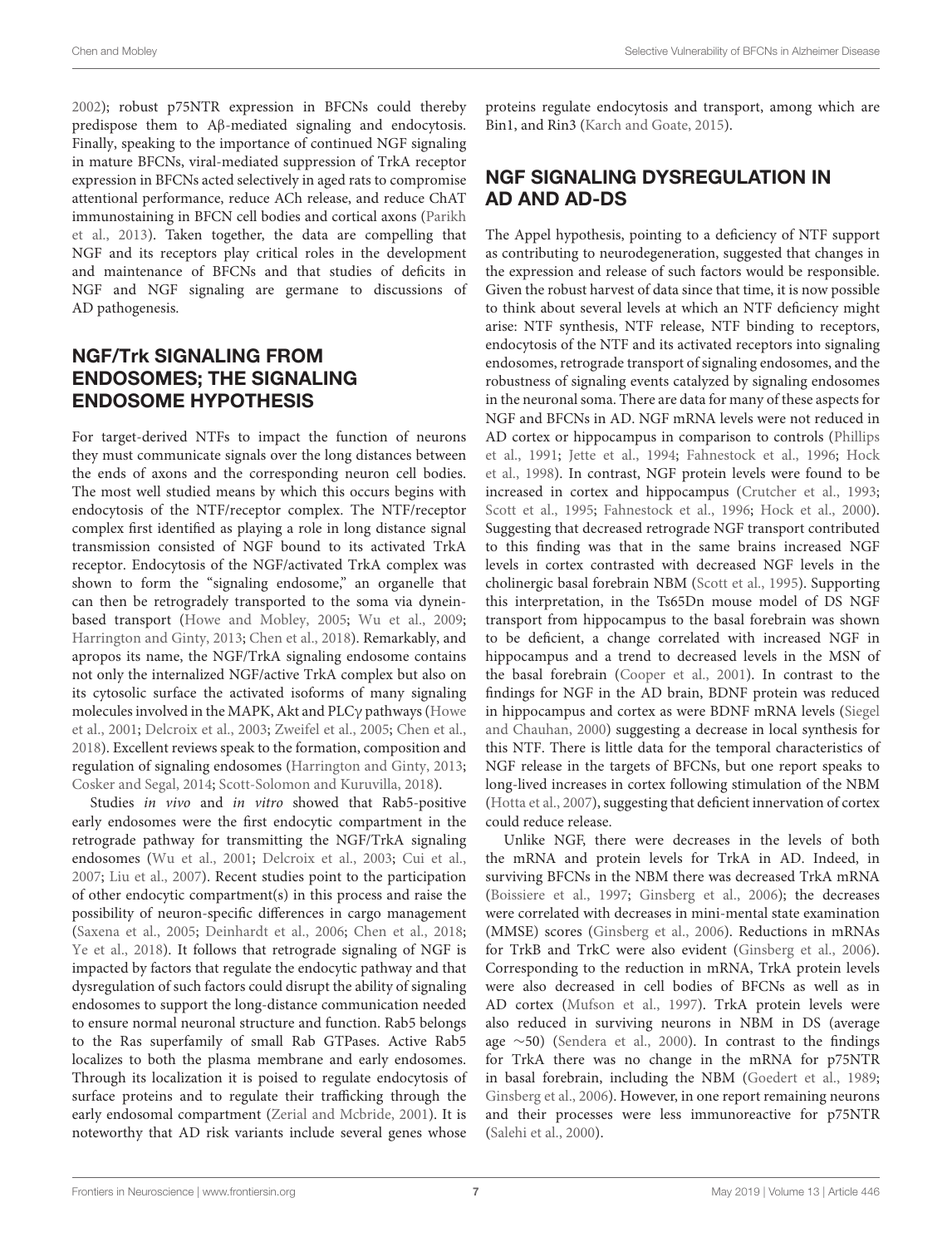2002); robust p75NTR expression in BFCNs could thereby predispose them to Aβ-mediated signaling and endocytosis. Finally, speaking to the importance of continued NGF signaling in mature BFCNs, viral-mediated suppression of TrkA receptor expression in BFCNs acted selectively in aged rats to compromise attentional performance, reduce ACh release, and reduce ChAT immunostaining in BFCN cell bodies and cortical axons (Parikh et al., 2013). Taken together, the data are compelling that NGF and its receptors play critical roles in the development and maintenance of BFCNs and that studies of deficits in NGF and NGF signaling are germane to discussions of AD pathogenesis.

## NGF/Trk SIGNALING FROM ENDOSOMES; THE SIGNALING ENDOSOME HYPOTHESIS

For target-derived NTFs to impact the function of neurons they must communicate signals over the long distances between the ends of axons and the corresponding neuron cell bodies. The most well studied means by which this occurs begins with endocytosis of the NTF/receptor complex. The NTF/receptor complex first identified as playing a role in long distance signal transmission consisted of NGF bound to its activated TrkA receptor. Endocytosis of the NGF/activated TrkA complex was shown to form the "signaling endosome," an organelle that can then be retrogradely transported to the soma via dynein-based transport (Howe and Mobley, 2005; Wu et al., 2009; Harrington and Ginty, 2013; Chen et al., 2018). Remarkably, and apropos its name, the NGF/TrkA signaling endosome contains not only the internalized NGF/active TrkA complex but also on its cytosolic surface the activated isoforms of many signaling molecules involved in the MAPK, Akt and PLCγ pathways (Howe et al., 2001; Delcroix et al., 2003; Zweifel et al., 2005; Chen et al., 2018). Excellent reviews speak to the formation, composition and regulation of signaling endosomes (Harrington and Ginty, 2013; Cosker and Segal, 2014; Scott-Solomon and Kuruvilla, 2018).

Studies *in vivo* and *in vitro* showed that Rab5-positive early endosomes were the first endocytic compartment in the retrograde pathway for transmitting the NGF/TrkA signaling endosomes (Wu et al., 2001; Delcroix et al., 2003; Cui et al., 2007; Liu et al., 2007). Recent studies point to the participation of other endocytic compartment(s) in this process and raise the possibility of neuron-specific differences in cargo management (Saxena et al., 2005; Deinhardt et al., 2006; Chen et al., 2018; Ye et al., 2018). It follows that retrograde signaling of NGF is impacted by factors that regulate the endocytic pathway and that dysregulation of such factors could disrupt the ability of signaling endosomes to support the long-distance communication needed to ensure normal neuronal structure and function. Rab5 belongs to the Ras superfamily of small Rab GTPases. Active Rab5 localizes to both the plasma membrane and early endosomes. Through its localization it is poised to regulate endocytosis of surface proteins and to regulate their trafficking through the early endosomal compartment (Zerial and Mcbride, 2001). It is noteworthy that AD risk variants include several genes whose proteins regulate endocytosis and transport, among which are Bin1, and Rin3 (Karch and Goate, 2015).

## NGF SIGNALING DYSREGULATION IN AD AND AD-DS

The Appel hypothesis, pointing to a deficiency of NTF support as contributing to neurodegeneration, suggested that changes in the expression and release of such factors would be responsible. Given the robust harvest of data since that time, it is now possible to think about several levels at which an NTF deficiency might arise: NTF synthesis, NTF release, NTF binding to receptors, endocytosis of the NTF and its activated receptors into signaling endosomes, retrograde transport of signaling endosomes, and the robustness of signaling events catalyzed by signaling endosomes in the neuronal soma. There are data for many of these aspects for NGF and BFCNs in AD. NGF mRNA levels were not reduced in AD cortex or hippocampus in comparison to controls (Phillips et al., 1991; Jette et al., 1994; Fahnestock et al., 1996; Hock et al., 1998). In contrast, NGF protein levels were found to be increased in cortex and hippocampus (Crutcher et al., 1993; Scott et al., 1995; Fahnestock et al., 1996; Hock et al., 2000). Suggesting that decreased retrograde NGF transport contributed to this finding was that in the same brains increased NGF levels in cortex contrasted with decreased NGF levels in the cholinergic basal forebrain NBM (Scott et al., 1995). Supporting this interpretation, in the Ts65Dn mouse model of DS NGF transport from hippocampus to the basal forebrain was shown to be deficient, a change correlated with increased NGF in hippocampus and a trend to decreased levels in the MSN of the basal forebrain (Cooper et al., 2001). In contrast to the findings for NGF in the AD brain, BDNF protein was reduced in hippocampus and cortex as were BDNF mRNA levels (Siegel and Chauhan, 2000) suggesting a decrease in local synthesis for this NTF. There is little data for the temporal characteristics of NGF release in the targets of BFCNs, but one report speaks to long-lived increases in cortex following stimulation of the NBM (Hotta et al., 2007), suggesting that deficient innervation of cortex could reduce release.

Unlike NGF, there were decreases in the levels of both the mRNA and protein levels for TrkA in AD. Indeed, in surviving BFCNs in the NBM there was decreased TrkA mRNA (Boissiere et al., 1997; Ginsberg et al., 2006); the decreases were correlated with decreases in mini-mental state examination (MMSE) scores (Ginsberg et al., 2006). Reductions in mRNAs for TrkB and TrkC were also evident (Ginsberg et al., 2006). Corresponding to the reduction in mRNA, TrkA protein levels were also decreased in cell bodies of BFCNs as well as in AD cortex (Mufson et al., 1997). TrkA protein levels were also reduced in surviving neurons in NBM in DS (average age ~50) (Sendera et al., 2000). In contrast to the findings for TrkA there was no change in the mRNA for p75NTR in basal forebrain, including the NBM (Goedert et al., 1989; Ginsberg et al., 2006). However, in one report remaining neurons and their processes were less immunoreactive for p75NTR (Salehi et al., 2000).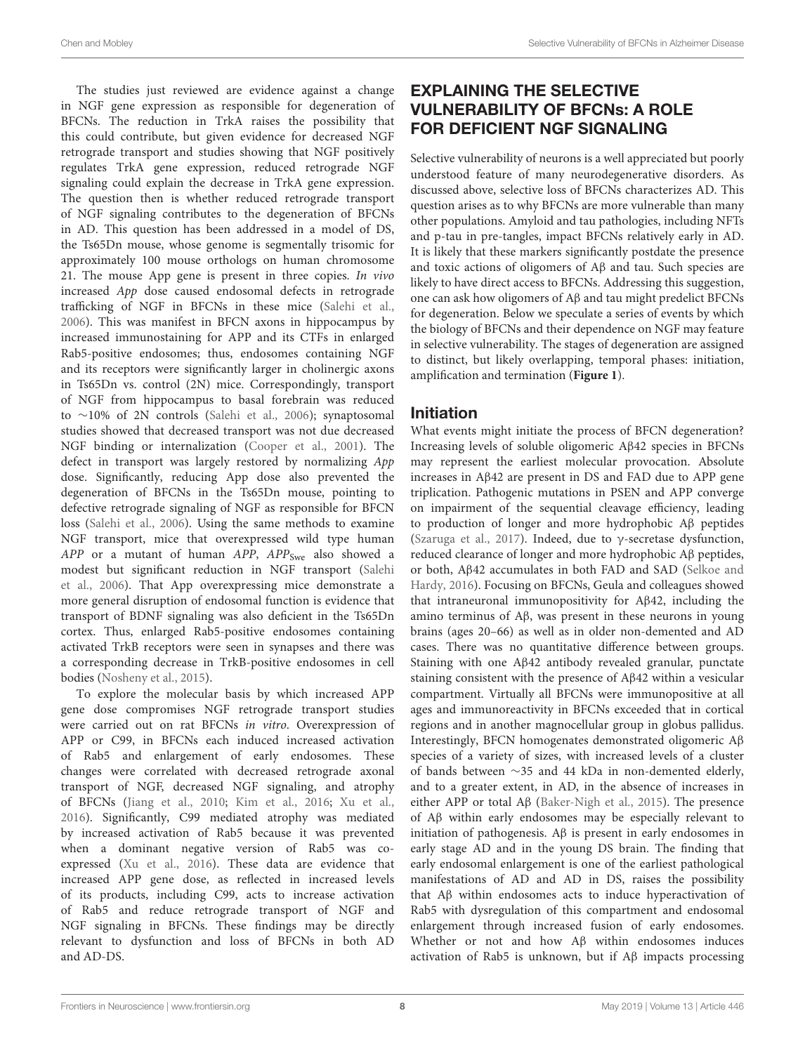The studies just reviewed are evidence against a change in NGF gene expression as responsible for degeneration of BFCNs. The reduction in TrkA raises the possibility that this could contribute, but given evidence for decreased NGF retrograde transport and studies showing that NGF positively regulates TrkA gene expression, reduced retrograde NGF signaling could explain the decrease in TrkA gene expression. The question then is whether reduced retrograde transport of NGF signaling contributes to the degeneration of BFCNs in AD. This question has been addressed in a model of DS, the Ts65Dn mouse, whose genome is segmentally trisomic for approximately 100 mouse orthologs on human chromosome 21. The mouse App gene is present in three copies. *In vivo* increased *App* dose caused endosomal defects in retrograde trafficking of NGF in BFCNs in these mice (Salehi et al., 2006). This was manifest in BFCN axons in hippocampus by increased immunostaining for APP and its CTFs in enlarged Rab5-positive endosomes; thus, endosomes containing NGF and its receptors were significantly larger in cholinergic axons in Ts65Dn vs. control (2N) mice. Correspondingly, transport of NGF from hippocampus to basal forebrain was reduced to ~10% of 2N controls (Salehi et al., 2006); synaptosomal studies showed that decreased transport was not due decreased NGF binding or internalization (Cooper et al., 2001). The defect in transport was largely restored by normalizing *App* dose. Significantly, reducing App dose also prevented the degeneration of BFCNs in the Ts65Dn mouse, pointing to defective retrograde signaling of NGF as responsible for BFCN loss (Salehi et al., 2006). Using the same methods to examine NGF transport, mice that overexpressed wild type human *APP* or a mutant of human *APP*, *APP*$_{Swe}$ also showed a modest but significant reduction in NGF transport (Salehi et al., 2006). That App overexpressing mice demonstrate a more general disruption of endosomal function is evidence that transport of BDNF signaling was also deficient in the Ts65Dn cortex. Thus, enlarged Rab5-positive endosomes containing activated TrkB receptors were seen in synapses and there was a corresponding decrease in TrkB-positive endosomes in cell bodies (Nosheny et al., 2015).

To explore the molecular basis by which increased APP gene dose compromises NGF retrograde transport studies were carried out on rat BFCNs *in vitro*. Overexpression of APP or C99, in BFCNs each induced increased activation of Rab5 and enlargement of early endosomes. These changes were correlated with decreased retrograde axonal transport of NGF, decreased NGF signaling, and atrophy of BFCNs (Jiang et al., 2010; Kim et al., 2016; Xu et al., 2016). Significantly, C99 mediated atrophy was mediated by increased activation of Rab5 because it was prevented when a dominant negative version of Rab5 was co-expressed (Xu et al., 2016). These data are evidence that increased APP gene dose, as reflected in increased levels of its products, including C99, acts to increase activation of Rab5 and reduce retrograde transport of NGF and NGF signaling in BFCNs. These findings may be directly relevant to dysfunction and loss of BFCNs in both AD and AD-DS.

## EXPLAINING THE SELECTIVE VULNERABILITY OF BFCNs: A ROLE FOR DEFICIENT NGF SIGNALING

Selective vulnerability of neurons is a well appreciated but poorly understood feature of many neurodegenerative disorders. As discussed above, selective loss of BFCNs characterizes AD. This question arises as to why BFCNs are more vulnerable than many other populations. Amyloid and tau pathologies, including NFTs and p-tau in pre-tangles, impact BFCNs relatively early in AD. It is likely that these markers significantly postdate the presence and toxic actions of oligomers of Aβ and tau. Such species are likely to have direct access to BFCNs. Addressing this suggestion, one can ask how oligomers of Aβ and tau might predelict BFCNs for degeneration. Below we speculate a series of events by which the biology of BFCNs and their dependence on NGF may feature in selective vulnerability. The stages of degeneration are assigned to distinct, but likely overlapping, temporal phases: initiation, amplification and termination (**Figure 1**).

### Initiation

What events might initiate the process of BFCN degeneration? Increasing levels of soluble oligomeric Aβ42 species in BFCNs may represent the earliest molecular provocation. Absolute increases in Aβ42 are present in DS and FAD due to APP gene triplication. Pathogenic mutations in PSEN and APP converge on impairment of the sequential cleavage efficiency, leading to production of longer and more hydrophobic Aβ peptides (Szaruga et al., 2017). Indeed, due to γ-secretase dysfunction, reduced clearance of longer and more hydrophobic Aβ peptides, or both, Aβ42 accumulates in both FAD and SAD (Selkoe and Hardy, 2016). Focusing on BFCNs, Geula and colleagues showed that intraneuronal immunopositivity for Aβ42, including the amino terminus of Aβ, was present in these neurons in young brains (ages 20–66) as well as in older non-demented and AD cases. There was no quantitative difference between groups. Staining with one Aβ42 antibody revealed granular, punctate staining consistent with the presence of Aβ42 within a vesicular compartment. Virtually all BFCNs were immunopositive at all ages and immunoreactivity in BFCNs exceeded that in cortical regions and in another magnocellular group in globus pallidus. Interestingly, BFCN homogenates demonstrated oligomeric Aβ species of a variety of sizes, with increased levels of a cluster of bands between ~35 and 44 kDa in non-demented elderly, and to a greater extent, in AD, in the absence of increases in either APP or total Aβ (Baker-Nigh et al., 2015). The presence of Aβ within early endosomes may be especially relevant to initiation of pathogenesis. Aβ is present in early endosomes in early stage AD and in the young DS brain. The finding that early endosomal enlargement is one of the earliest pathological manifestations of AD and AD in DS, raises the possibility that Aβ within endosomes acts to induce hyperactivation of Rab5 with dysregulation of this compartment and endosomal enlargement through increased fusion of early endosomes. Whether or not and how Aβ within endosomes induces activation of Rab5 is unknown, but if Aβ impacts processing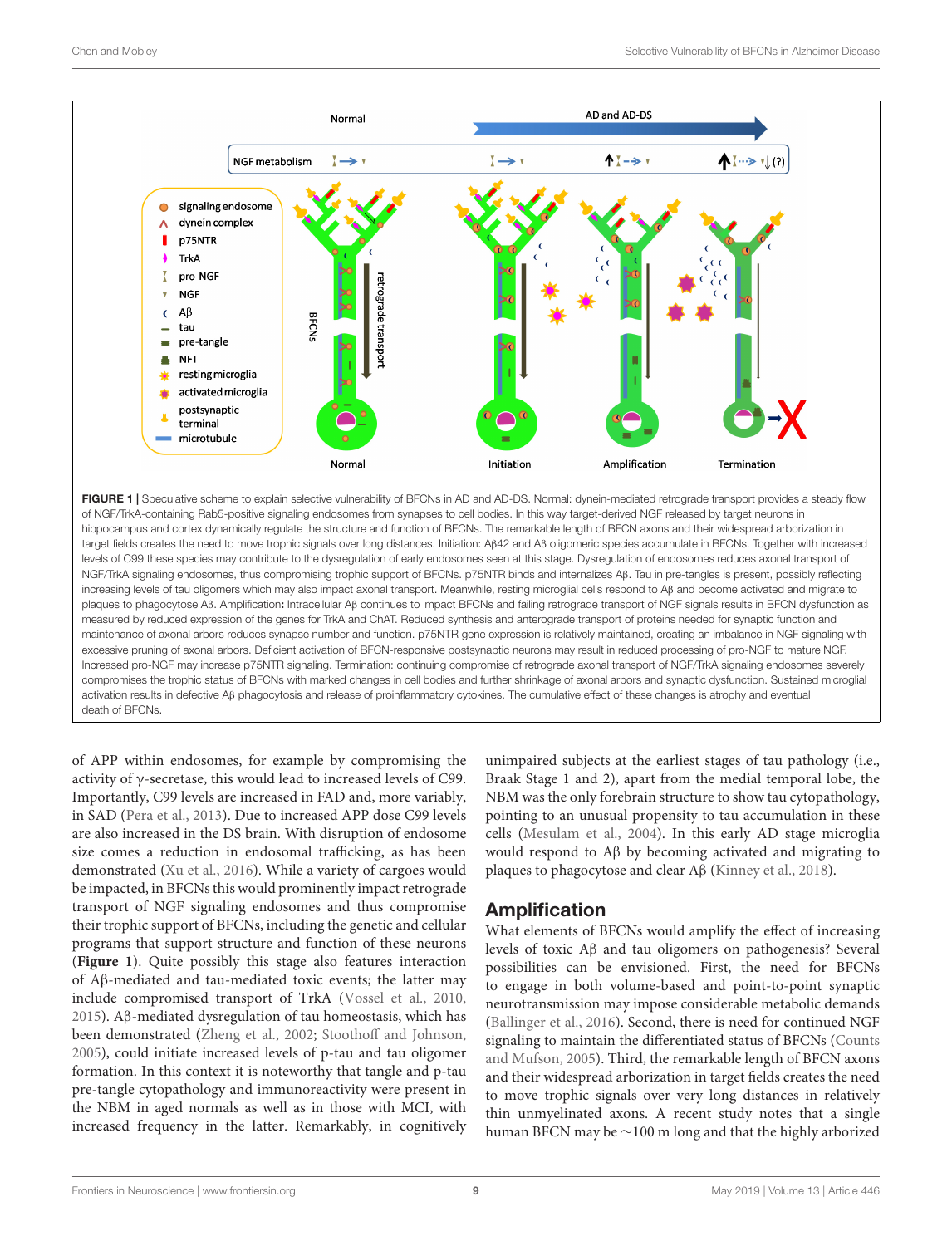FIGURE 1 | Speculative scheme to explain selective vulnerability of BFCNs in AD and AD-DS. Normal: dynein-mediated retrograde transport provides a steady flow of NGF/TrkA-containing Rab5-positive signaling endosomes from synapses to cell bodies. In this way target-derived NGF released by target neurons in hippocampus and cortex dynamically regulate the structure and function of BFCNs. The remarkable length of BFCN axons and their widespread arborization in target fields creates the need to move trophic signals over long distances. Initiation: Aβ42 and Aβ oligomeric species accumulate in BFCNs. Together with increased levels of C99 these species may contribute to the dysregulation of early endosomes seen at this stage. Dysregulation of endosomes reduces axonal transport of NGF/TrkA signaling endosomes, thus compromising trophic support of BFCNs. p75NTR binds and internalizes Aβ. Tau in pre-tangles is present, possibly reflecting increasing levels of tau oligomers which may also impact axonal transport. Meanwhile, resting microglial cells respond to Aβ and become activated and migrate to plaques to phagocytose Aβ. Amplification: Intracellular Aβ continues to impact BFCNs and failing retrograde transport of NGF signals results in BFCN dysfunction as measured by reduced expression of the genes for TrkA and ChAT. Reduced synthesis and anterograde transport of proteins needed for synaptic function and maintenance of axonal arbors reduces synapse number and function. p75NTR gene expression is relatively maintained, creating an imbalance in NGF signaling with excessive pruning of axonal arbors. Deficient activation of BFCN-responsive postsynaptic neurons may result in reduced processing of pro-NGF to mature NGF. Increased pro-NGF may increase p75NTR signaling. Termination: continuing compromise of retrograde axonal transport of NGF/TrkA signaling endosomes severely compromises the trophic status of BFCNs with marked changes in cell bodies and further shrinkage of axonal arbors and synaptic dysfunction. Sustained microglial activation results in defective Aβ phagocytosis and release of proinflammatory cytokines. The cumulative effect of these changes is atrophy and eventual death of BFCNs.

of APP within endosomes, for example by compromising the activity of γ-secretase, this would lead to increased levels of C99. Importantly, C99 levels are increased in FAD and, more variably, in SAD (Pera et al., 2013). Due to increased APP dose C99 levels are also increased in the DS brain. With disruption of endosome size comes a reduction in endosomal trafficking, as has been demonstrated (Xu et al., 2016). While a variety of cargoes would be impacted, in BFCNs this would prominently impact retrograde transport of NGF signaling endosomes and thus compromise their trophic support of BFCNs, including the genetic and cellular programs that support structure and function of these neurons (**Figure 1**). Quite possibly this stage also features interaction of Aβ-mediated and tau-mediated toxic events; the latter may include compromised transport of TrkA (Vossel et al., 2010, 2015). Aβ-mediated dysregulation of tau homeostasis, which has been demonstrated (Zheng et al., 2002; Stoothoff and Johnson, 2005), could initiate increased levels of p-tau and tau oligomer formation. In this context it is noteworthy that tangle and p-tau pre-tangle cytopathology and immunoreactivity were present in the NBM in aged normals as well as in those with MCI, with increased frequency in the latter. Remarkably, in cognitively unimpaired subjects at the earliest stages of tau pathology (i.e., Braak Stage 1 and 2), apart from the medial temporal lobe, the NBM was the only forebrain structure to show tau cytopathology, pointing to an unusual propensity to tau accumulation in these cells (Mesulam et al., 2004). In this early AD stage microglia would respond to Aβ by becoming activated and migrating to plaques to phagocytose and clear Aβ (Kinney et al., 2018).

## Amplification

What elements of BFCNs would amplify the effect of increasing levels of toxic Aβ and tau oligomers on pathogenesis? Several possibilities can be envisioned. First, the need for BFCNs to engage in both volume-based and point-to-point synaptic neurotransmission may impose considerable metabolic demands (Ballinger et al., 2016). Second, there is need for continued NGF signaling to maintain the differentiated status of BFCNs (Counts and Mufson, 2005). Third, the remarkable length of BFCN axons and their widespread arborization in target fields creates the need to move trophic signals over very long distances in relatively thin unmyelinated axons. A recent study notes that a single human BFCN may be ∼100 m long and that the highly arborized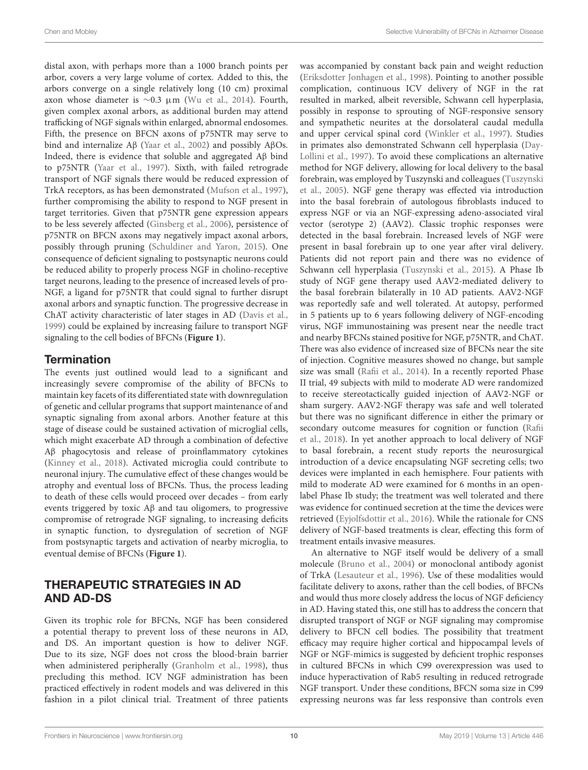distal axon, with perhaps more than a 1000 branch points per arbor, covers a very large volume of cortex. Added to this, the arbors converge on a single relatively long (10 cm) proximal axon whose diameter is ∼0.3 μm (Wu et al., 2014). Fourth, given complex axonal arbors, as additional burden may attend trafficking of NGF signals within enlarged, abnormal endosomes. Fifth, the presence on BFCN axons of p75NTR may serve to bind and internalize Aβ (Yaar et al., 2002) and possibly AβOs. Indeed, there is evidence that soluble and aggregated Aβ bind to p75NTR (Yaar et al., 1997). Sixth, with failed retrograde transport of NGF signals there would be reduced expression of TrkA receptors, as has been demonstrated (Mufson et al., 1997), further compromising the ability to respond to NGF present in target territories. Given that p75NTR gene expression appears to be less severely affected (Ginsberg et al., 2006), persistence of p75NTR on BFCN axons may negatively impact axonal arbors, possibly through pruning (Schuldiner and Yaron, 2015). One consequence of deficient signaling to postsynaptic neurons could be reduced ability to properly process NGF in cholino-receptive target neurons, leading to the presence of increased levels of pro-NGF, a ligand for p75NTR that could signal to further disrupt axonal arbors and synaptic function. The progressive decrease in ChAT activity characteristic of later stages in AD (Davis et al., 1999) could be explained by increasing failure to transport NGF signaling to the cell bodies of BFCNs (**Figure 1**).

### Termination

The events just outlined would lead to a significant and increasingly severe compromise of the ability of BFCNs to maintain key facets of its differentiated state with downregulation of genetic and cellular programs that support maintenance of and synaptic signaling from axonal arbors. Another feature at this stage of disease could be sustained activation of microglial cells, which might exacerbate AD through a combination of defective Aβ phagocytosis and release of proinflammatory cytokines (Kinney et al., 2018). Activated microglia could contribute to neuronal injury. The cumulative effect of these changes would be atrophy and eventual loss of BFCNs. Thus, the process leading to death of these cells would proceed over decades – from early events triggered by toxic Aβ and tau oligomers, to progressive compromise of retrograde NGF signaling, to increasing deficits in synaptic function, to dysregulation of secretion of NGF from postsynaptic targets and activation of nearby microglia, to eventual demise of BFCNs (**Figure 1**).

## THERAPEUTIC STRATEGIES IN AD AND AD-DS

Given its trophic role for BFCNs, NGF has been considered a potential therapy to prevent loss of these neurons in AD, and DS. An important question is how to deliver NGF. Due to its size, NGF does not cross the blood-brain barrier when administered peripherally (Granholm et al., 1998), thus precluding this method. ICV NGF administration has been practiced effectively in rodent models and was delivered in this fashion in a pilot clinical trial. Treatment of three patients was accompanied by constant back pain and weight reduction (Eriksdotter Jonhagen et al., 1998). Pointing to another possible complication, continuous ICV delivery of NGF in the rat resulted in marked, albeit reversible, Schwann cell hyperplasia, possibly in response to sprouting of NGF-responsive sensory and sympathetic neurites at the dorsolateral caudal medulla and upper cervical spinal cord (Winkler et al., 1997). Studies in primates also demonstrated Schwann cell hyperplasia (Day-Lollini et al., 1997). To avoid these complications an alternative method for NGF delivery, allowing for local delivery to the basal forebrain, was employed by Tuszynski and colleagues (Tuszynski et al., 2005). NGF gene therapy was effected via introduction into the basal forebrain of autologous fibroblasts induced to express NGF or via an NGF-expressing adeno-associated viral vector (serotype 2) (AAV2). Classic trophic responses were detected in the basal forebrain. Increased levels of NGF were present in basal forebrain up to one year after viral delivery. Patients did not report pain and there was no evidence of Schwann cell hyperplasia (Tuszynski et al., 2015). A Phase Ib study of NGF gene therapy used AAV2-mediated delivery to the basal forebrain bilaterally in 10 AD patients. AAV2-NGF was reportedly safe and well tolerated. At autopsy, performed in 5 patients up to 6 years following delivery of NGF-encoding virus, NGF immunostaining was present near the needle tract and nearby BFCNs stained positive for NGF, p75NTR, and ChAT. There was also evidence of increased size of BFCNs near the site of injection. Cognitive measures showed no change, but sample size was small (Rafii et al., 2014). In a recently reported Phase II trial, 49 subjects with mild to moderate AD were randomized to receive stereotactically guided injection of AAV2-NGF or sham surgery. AAV2-NGF therapy was safe and well tolerated but there was no significant difference in either the primary or secondary outcome measures for cognition or function (Rafii et al., 2018). In yet another approach to local delivery of NGF to basal forebrain, a recent study reports the neurosurgical introduction of a device encapsulating NGF secreting cells; two devices were implanted in each hemisphere. Four patients with mild to moderate AD were examined for 6 months in an open-label Phase Ib study; the treatment was well tolerated and there was evidence for continued secretion at the time the devices were retrieved (Eyjolfsdottir et al., 2016). While the rationale for CNS delivery of NGF-based treatments is clear, effecting this form of treatment entails invasive measures.

An alternative to NGF itself would be delivery of a small molecule (Bruno et al., 2004) or monoclonal antibody agonist of TrkA (Lesauteur et al., 1996). Use of these modalities would facilitate delivery to axons, rather than the cell bodies, of BFCNs and would thus more closely address the locus of NGF deficiency in AD. Having stated this, one still has to address the concern that disrupted transport of NGF or NGF signaling may compromise delivery to BFCN cell bodies. The possibility that treatment efficacy may require higher cortical and hippocampal levels of NGF or NGF-mimics is suggested by deficient trophic responses in cultured BFCNs in which C99 overexpression was used to induce hyperactivation of Rab5 resulting in reduced retrograde NGF transport. Under these conditions, BFCN soma size in C99 expressing neurons was far less responsive than controls even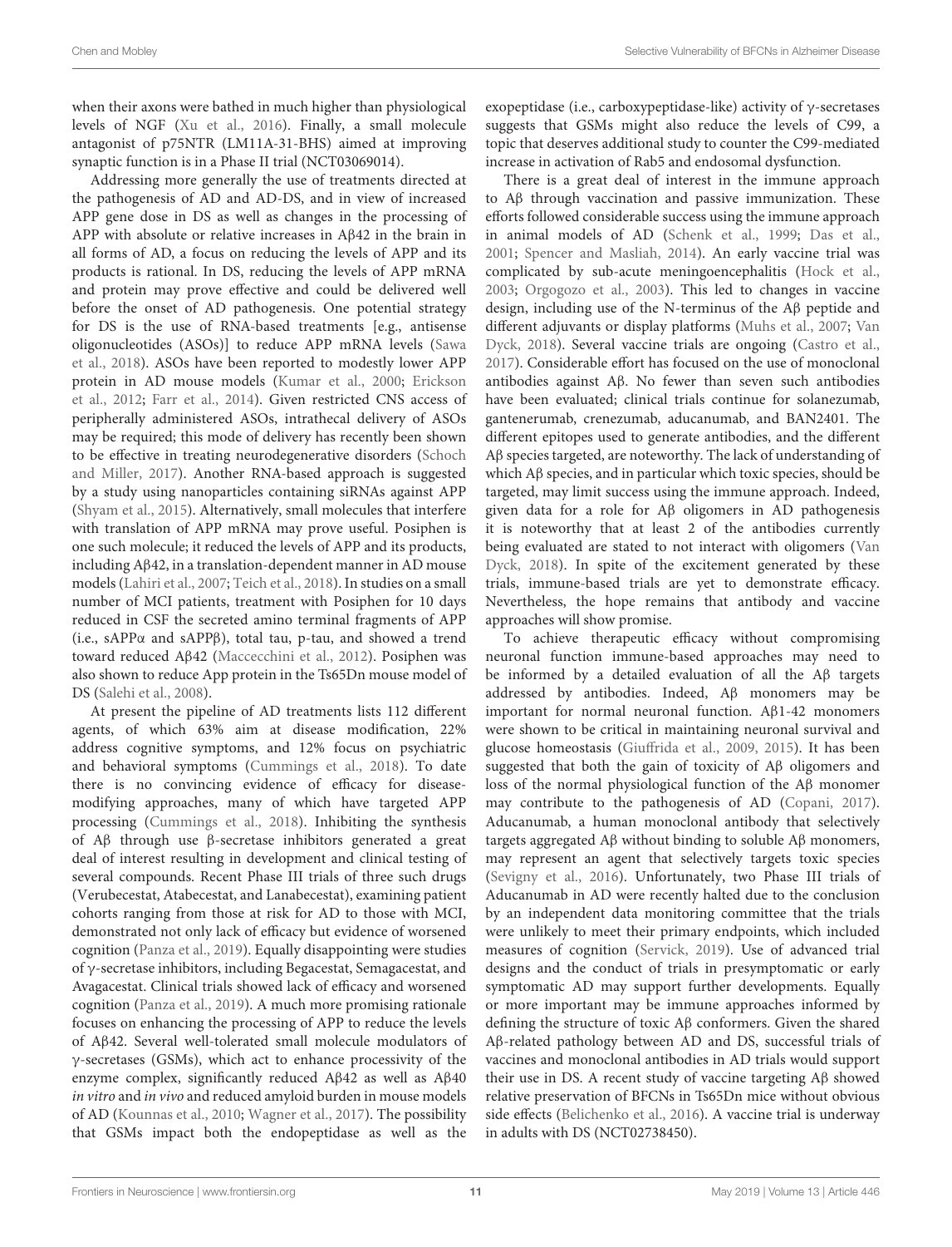when their axons were bathed in much higher than physiological levels of NGF (Xu et al., 2016). Finally, a small molecule antagonist of p75NTR (LM11A-31-BHS) aimed at improving synaptic function is in a Phase II trial (NCT03069014).

Addressing more generally the use of treatments directed at the pathogenesis of AD and AD-DS, and in view of increased APP gene dose in DS as well as changes in the processing of APP with absolute or relative increases in Aβ42 in the brain in all forms of AD, a focus on reducing the levels of APP and its products is rational. In DS, reducing the levels of APP mRNA and protein may prove effective and could be delivered well before the onset of AD pathogenesis. One potential strategy for DS is the use of RNA-based treatments [e.g., antisense oligonucleotides (ASOs)] to reduce APP mRNA levels (Sawa et al., 2018). ASOs have been reported to modestly lower APP protein in AD mouse models (Kumar et al., 2000; Erickson et al., 2012; Farr et al., 2014). Given restricted CNS access of peripherally administered ASOs, intrathecal delivery of ASOs may be required; this mode of delivery has recently been shown to be effective in treating neurodegenerative disorders (Schoch and Miller, 2017). Another RNA-based approach is suggested by a study using nanoparticles containing siRNAs against APP (Shyam et al., 2015). Alternatively, small molecules that interfere with translation of APP mRNA may prove useful. Posiphen is one such molecule; it reduced the levels of APP and its products, including Aβ42, in a translation-dependent manner in AD mouse models (Lahiri et al., 2007; Teich et al., 2018). In studies on a small number of MCI patients, treatment with Posiphen for 10 days reduced in CSF the secreted amino terminal fragments of APP (i.e., sAPPα and sAPPβ), total tau, p-tau, and showed a trend toward reduced Aβ42 (Maccecchini et al., 2012). Posiphen was also shown to reduce App protein in the Ts65Dn mouse model of DS (Salehi et al., 2008).

At present the pipeline of AD treatments lists 112 different agents, of which 63% aim at disease modification, 22% address cognitive symptoms, and 12% focus on psychiatric and behavioral symptoms (Cummings et al., 2018). To date there is no convincing evidence of efficacy for disease-modifying approaches, many of which have targeted APP processing (Cummings et al., 2018). Inhibiting the synthesis of Aβ through use β-secretase inhibitors generated a great deal of interest resulting in development and clinical testing of several compounds. Recent Phase III trials of three such drugs (Verubecestat, Atabecestat, and Lanabecestat), examining patient cohorts ranging from those at risk for AD to those with MCI, demonstrated not only lack of efficacy but evidence of worsened cognition (Panza et al., 2019). Equally disappointing were studies of γ-secretase inhibitors, including Begacestat, Semagacestat, and Avagacestat. Clinical trials showed lack of efficacy and worsened cognition (Panza et al., 2019). A much more promising rationale focuses on enhancing the processing of APP to reduce the levels of Aβ42. Several well-tolerated small molecule modulators of γ-secretases (GSMs), which act to enhance processivity of the enzyme complex, significantly reduced Aβ42 as well as Aβ40 *in vitro* and *in vivo* and reduced amyloid burden in mouse models of AD (Kounnas et al., 2010; Wagner et al., 2017). The possibility that GSMs impact both the endopeptidase as well as the exopeptidase (i.e., carboxypeptidase-like) activity of γ-secretases suggests that GSMs might also reduce the levels of C99, a topic that deserves additional study to counter the C99-mediated increase in activation of Rab5 and endosomal dysfunction.

There is a great deal of interest in the immune approach to Aβ through vaccination and passive immunization. These efforts followed considerable success using the immune approach in animal models of AD (Schenk et al., 1999; Das et al., 2001; Spencer and Masliah, 2014). An early vaccine trial was complicated by sub-acute meningoencephalitis (Hock et al., 2003; Orgogozo et al., 2003). This led to changes in vaccine design, including use of the N-terminus of the Aβ peptide and different adjuvants or display platforms (Muhs et al., 2007; Van Dyck, 2018). Several vaccine trials are ongoing (Castro et al., 2017). Considerable effort has focused on the use of monoclonal antibodies against Aβ. No fewer than seven such antibodies have been evaluated; clinical trials continue for solanezumab, gantenerumab, crenezumab, aducanumab, and BAN2401. The different epitopes used to generate antibodies, and the different Aβ species targeted, are noteworthy. The lack of understanding of which Aβ species, and in particular which toxic species, should be targeted, may limit success using the immune approach. Indeed, given data for a role for Aβ oligomers in AD pathogenesis it is noteworthy that at least 2 of the antibodies currently being evaluated are stated to not interact with oligomers (Van Dyck, 2018). In spite of the excitement generated by these trials, immune-based trials are yet to demonstrate efficacy. Nevertheless, the hope remains that antibody and vaccine approaches will show promise.

To achieve therapeutic efficacy without compromising neuronal function immune-based approaches may need to be informed by a detailed evaluation of all the Aβ targets addressed by antibodies. Indeed, Aβ monomers may be important for normal neuronal function. Aβ1-42 monomers were shown to be critical in maintaining neuronal survival and glucose homeostasis (Giuffrida et al., 2009, 2015). It has been suggested that both the gain of toxicity of Aβ oligomers and loss of the normal physiological function of the Aβ monomer may contribute to the pathogenesis of AD (Copani, 2017). Aducanumab, a human monoclonal antibody that selectively targets aggregated Aβ without binding to soluble Aβ monomers, may represent an agent that selectively targets toxic species (Sevigny et al., 2016). Unfortunately, two Phase III trials of Aducanumab in AD were recently halted due to the conclusion by an independent data monitoring committee that the trials were unlikely to meet their primary endpoints, which included measures of cognition (Servick, 2019). Use of advanced trial designs and the conduct of trials in presymptomatic or early symptomatic AD may support further developments. Equally or more important may be immune approaches informed by defining the structure of toxic Aβ conformers. Given the shared Aβ-related pathology between AD and DS, successful trials of vaccines and monoclonal antibodies in AD trials would support their use in DS. A recent study of vaccine targeting Aβ showed relative preservation of BFCNs in Ts65Dn mice without obvious side effects (Belichenko et al., 2016). A vaccine trial is underway in adults with DS (NCT02738450).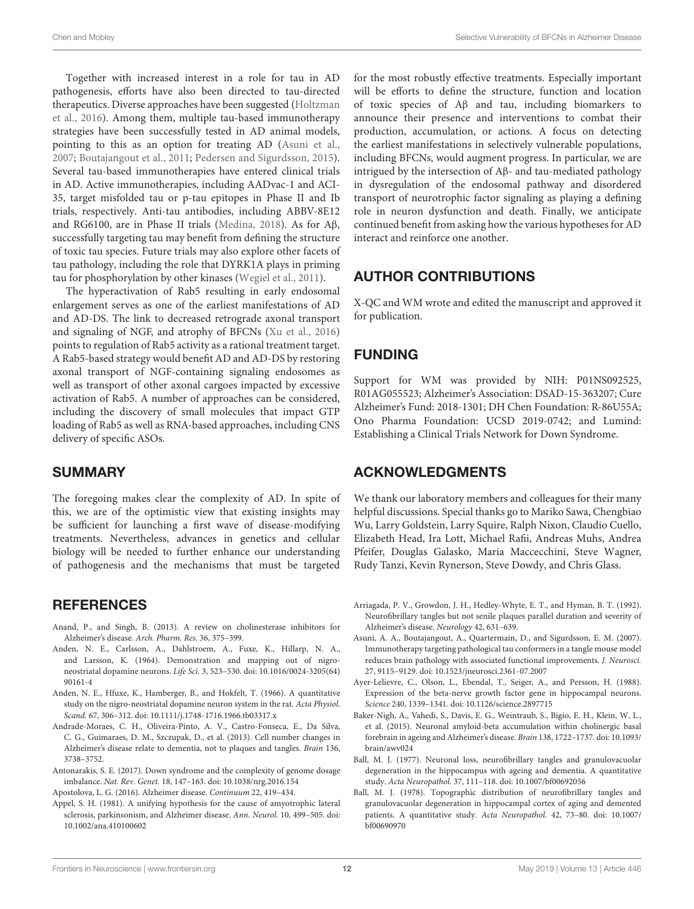Together with increased interest in a role for tau in AD pathogenesis, efforts have also been directed to tau-directed therapeutics. Diverse approaches have been suggested (Holtzman et al., 2016). Among them, multiple tau-based immunotherapy strategies have been successfully tested in AD animal models, pointing to this as an option for treating AD (Asuni et al., 2007; Boutajangout et al., 2011; Pedersen and Sigurdsson, 2015). Several tau-based immunotherapies have entered clinical trials in AD. Active immunotherapies, including AADvac-1 and ACI-35, target misfolded tau or p-tau epitopes in Phase II and Ib trials, respectively. Anti-tau antibodies, including ABBV-8E12 and RG6100, are in Phase II trials (Medina, 2018). As for Aβ, successfully targeting tau may benefit from defining the structure of toxic tau species. Future trials may also explore other facets of tau pathology, including the role that DYRK1A plays in priming tau for phosphorylation by other kinases (Wegiel et al., 2011).

The hyperactivation of Rab5 resulting in early endosomal enlargement serves as one of the earliest manifestations of AD and AD-DS. The link to decreased retrograde axonal transport and signaling of NGF, and atrophy of BFCNs (Xu et al., 2016) points to regulation of Rab5 activity as a rational treatment target. A Rab5-based strategy would benefit AD and AD-DS by restoring axonal transport of NGF-containing signaling endosomes as well as transport of other axonal cargoes impacted by excessive activation of Rab5. A number of approaches can be considered, including the discovery of small molecules that impact GTP loading of Rab5 as well as RNA-based approaches, including CNS delivery of specific ASOs.

## SUMMARY

The foregoing makes clear the complexity of AD. In spite of this, we are of the optimistic view that existing insights may be sufficient for launching a first wave of disease-modifying treatments. Nevertheless, advances in genetics and cellular biology will be needed to further enhance our understanding of pathogenesis and the mechanisms that must be targeted for the most robustly effective treatments. Especially important will be efforts to define the structure, function and location of toxic species of Aβ and tau, including biomarkers to announce their presence and interventions to combat their production, accumulation, or actions. A focus on detecting the earliest manifestations in selectively vulnerable populations, including BFCNs, would augment progress. In particular, we are intrigued by the intersection of Aβ- and tau-mediated pathology in dysregulation of the endosomal pathway and disordered transport of neurotrophic factor signaling as playing a defining role in neuron dysfunction and death. Finally, we anticipate continued benefit from asking how the various hypotheses for AD interact and reinforce one another.

## AUTHOR CONTRIBUTIONS

X-QC and WM wrote and edited the manuscript and approved it for publication.

## FUNDING

Support for WM was provided by NIH: P01NS092525, R01AG055523; Alzheimer's Association: DSAD-15-363207; Cure Alzheimer's Fund: 2018-1301; DH Chen Foundation: R-86U55A; Ono Pharma Foundation: UCSD 2019-0742; and Lumind: Establishing a Clinical Trials Network for Down Syndrome.

## ACKNOWLEDGMENTS

We thank our laboratory members and colleagues for their many helpful discussions. Special thanks go to Mariko Sawa, Chengbiao Wu, Larry Goldstein, Larry Squire, Ralph Nixon, Claudio Cuello, Elizabeth Head, Ira Lott, Michael Rafii, Andreas Muhs, Andrea Pfeifer, Douglas Galasko, Maria Maccecchini, Steve Wagner, Rudy Tanzi, Kevin Rynerson, Steve Dowdy, and Chris Glass.

## REFERENCES

Anand, P., and Singh, B. (2013). A review on cholinesterase inhibitors for Alzheimer's disease. *Arch. Pharm. Res.* 36, 375–399.

Anden, N. E., Carlsson, A., Dahlstroem, A., Fuxe, K., Hillarp, N. A., and Larsson, K. (1964). Demonstration and mapping out of nigro-neostriatal dopamine neurons. *Life Sci.* 3, 523–530. doi: 10.1016/0024-3205(64)90161-4

Anden, N. E., Hfuxe, K., Hamberger, B., and Hokfelt, T. (1966). A quantitative study on the nigro-neostriatal dopamine neuron system in the rat. *Acta Physiol. Scand.* 67, 306–312. doi: 10.1111/j.1748-1716.1966.tb03317.x

Andrade-Moraes, C. H., Oliveira-Pinto, A. V., Castro-Fonseca, E., Da Silva, C. G., Guimaraes, D. M., Szczupak, D., et al. (2013). Cell number changes in Alzheimer's disease relate to dementia, not to plaques and tangles. *Brain* 136, 3738–3752.

Antonarakis, S. E. (2017). Down syndrome and the complexity of genome dosage imbalance. *Nat. Rev. Genet.* 18, 147–163. doi: 10.1038/nrg.2016.154

Apostolova, L. G. (2016). Alzheimer disease. *Continuum* 22, 419–434.

Appel, S. H. (1981). A unifying hypothesis for the cause of amyotrophic lateral sclerosis, parkinsonism, and Alzheimer disease. *Ann. Neurol.* 10, 499–505. doi: 10.1002/ana.410100602

Arriagada, P. V., Growdon, J. H., Hedley-Whyte, E. T., and Hyman, B. T. (1992). Neurofibrillary tangles but not senile plaques parallel duration and severity of Alzheimer's disease. *Neurology* 42, 631–639.

Asuni, A. A., Boutajangout, A., Quartermain, D., and Sigurdsson, E. M. (2007). Immunotherapy targeting pathological tau conformers in a tangle mouse model reduces brain pathology with associated functional improvements. *J. Neurosci.* 27, 9115–9129. doi: 10.1523/jneurosci.2361-07.2007

Ayer-Lelievre, C., Olson, L., Ebendal, T., Seiger, A., and Persson, H. (1988). Expression of the beta-nerve growth factor gene in hippocampal neurons. *Science* 240, 1339–1341. doi: 10.1126/science.2897715

Baker-Nigh, A., Vahedi, S., Davis, E. G., Weintraub, S., Bigio, E. H., Klein, W. L., et al. (2015). Neuronal amyloid-beta accumulation within cholinergic basal forebrain in ageing and Alzheimer's disease. *Brain* 138, 1722–1737. doi: 10.1093/brain/awv024

Ball, M. J. (1977). Neuronal loss, neurofibrillary tangles and granulovacuolar degeneration in the hippocampus with ageing and dementia. A quantitative study. *Acta Neuropathol.* 37, 111–118. doi: 10.1007/bf00692056

Ball, M. J. (1978). Topographic distribution of neurofibrillary tangles and granulovacuolar degeneration in hippocampal cortex of aging and demented patients. A quantitative study. *Acta Neuropathol.* 42, 73–80. doi: 10.1007/bf00690970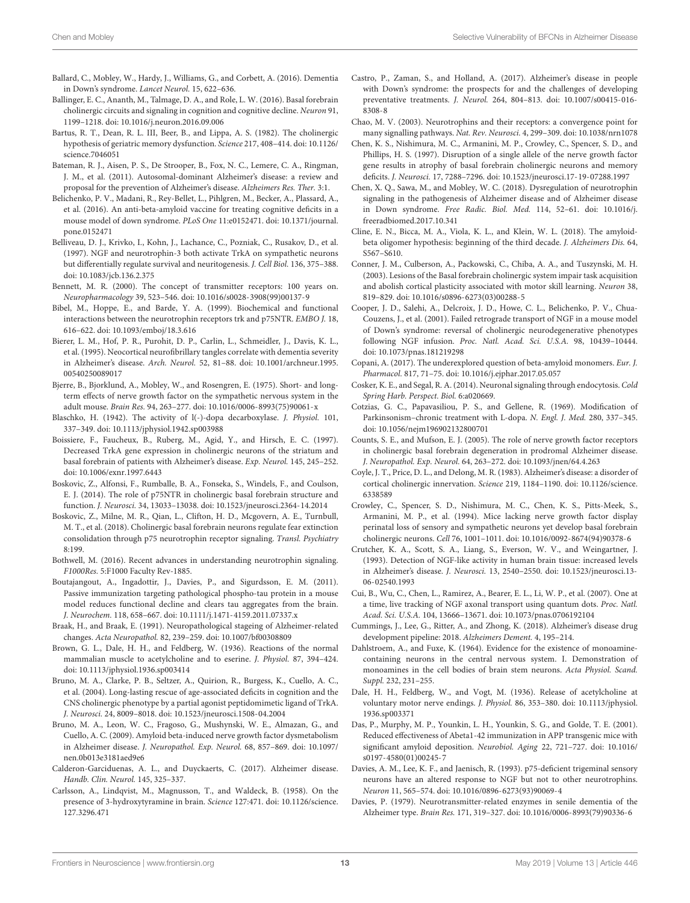Ballard, C., Mobley, W., Hardy, J., Williams, G., and Corbett, A. (2016). Dementia in Down's syndrome. *Lancet Neurol.* 15, 622–636.

Ballinger, E. C., Ananth, M., Talmage, D. A., and Role, L. W. (2016). Basal forebrain cholinergic circuits and signaling in cognition and cognitive decline. *Neuron* 91, 1199–1218. doi: 10.1016/j.neuron.2016.09.006

Bartus, R. T., Dean, R. L. III, Beer, B., and Lippa, A. S. (1982). The cholinergic hypothesis of geriatric memory dysfunction. *Science* 217, 408–414. doi: 10.1126/science.7046051

Bateman, R. J., Aisen, P. S., De Strooper, B., Fox, N. C., Lemere, C. A., Ringman, J. M., et al. (2011). Autosomal-dominant Alzheimer's disease: a review and proposal for the prevention of Alzheimer's disease. *Alzheimers Res. Ther.* 3:1.

Belichenko, P. V., Madani, R., Rey-Bellet, L., Pihlgren, M., Becker, A., Plassard, A., et al. (2016). An anti-beta-amyloid vaccine for treating cognitive deficits in a mouse model of down syndrome. *PLoS One* 11:e0152471. doi: 10.1371/journal.pone.0152471

Belliveau, D. J., Krivko, I., Kohn, J., Lachance, C., Pozniak, C., Rusakov, D., et al. (1997). NGF and neurotrophin-3 both activate TrkA on sympathetic neurons but differentially regulate survival and neuritogenesis. *J. Cell Biol.* 136, 375–388. doi: 10.1083/jcb.136.2.375

Bennett, M. R. (2000). The concept of transmitter receptors: 100 years on. *Neuropharmacology* 39, 523–546. doi: 10.1016/s0028-3908(99)00137-9

Bibel, M., Hoppe, E., and Barde, Y. A. (1999). Biochemical and functional interactions between the neurotrophin receptors trk and p75NTR. *EMBO J.* 18, 616–622. doi: 10.1093/emboj/18.3.616

Bierer, L. M., Hof, P. R., Purohit, D. P., Carlin, L., Schmeidler, J., Davis, K. L., et al. (1995). Neocortical neurofibrillary tangles correlate with dementia severity in Alzheimer's disease. *Arch. Neurol.* 52, 81–88. doi: 10.1001/archneur.1995.00540250089017

Bjerre, B., Bjorklund, A., Mobley, W., and Rosengren, E. (1975). Short- and long-term effects of nerve growth factor on the sympathetic nervous system in the adult mouse. *Brain Res.* 94, 263–277. doi: 10.1016/0006-8993(75)90061-x

Blaschko, H. (1942). The activity of l(-)-dopa decarboxylase. *J. Physiol.* 101, 337–349. doi: 10.1113/jphysiol.1942.sp003988

Boissiere, F., Faucheux, B., Ruberg, M., Agid, Y., and Hirsch, E. C. (1997). Decreased TrkA gene expression in cholinergic neurons of the striatum and basal forebrain of patients with Alzheimer's disease. *Exp. Neurol.* 145, 245–252. doi: 10.1006/exnr.1997.6443

Boskovic, Z., Alfonsi, F., Rumballe, B. A., Fonseka, S., Windels, F., and Coulson, E. J. (2014). The role of p75NTR in cholinergic basal forebrain structure and function. *J. Neurosci.* 34, 13033–13038. doi: 10.1523/jneurosci.2364-14.2014

Boskovic, Z., Milne, M. R., Qian, L., Clifton, H. D., Mcgovern, A. E., Turnbull, M. T., et al. (2018). Cholinergic basal forebrain neurons regulate fear extinction consolidation through p75 neurotrophin receptor signaling. *Transl. Psychiatry* 8:199.

Bothwell, M. (2016). Recent advances in understanding neurotrophin signaling. *F1000Res.* 5:F1000 Faculty Rev-1885.

Boutajangout, A., Ingadottir, J., Davies, P., and Sigurdsson, E. M. (2011). Passive immunization targeting pathological phospho-tau protein in a mouse model reduces functional decline and clears tau aggregates from the brain. *J. Neurochem.* 118, 658–667. doi: 10.1111/j.1471-4159.2011.07337.x

Braak, H., and Braak, E. (1991). Neuropathological stageing of Alzheimer-related changes. *Acta Neuropathol.* 82, 239–259. doi: 10.1007/bf00308809

Brown, G. L., Dale, H. H., and Feldberg, W. (1936). Reactions of the normal mammalian muscle to acetylcholine and to eserine. *J. Physiol.* 87, 394–424. doi: 10.1113/jphysiol.1936.sp003414

Bruno, M. A., Clarke, P. B., Seltzer, A., Quirion, R., Burgess, K., Cuello, A. C., et al. (2004). Long-lasting rescue of age-associated deficits in cognition and the CNS cholinergic phenotype by a partial agonist peptidomimetic ligand of TrkA. *J. Neurosci.* 24, 8009–8018. doi: 10.1523/jneurosci.1508-04.2004

Bruno, M. A., Leon, W. C., Fragoso, G., Mushynski, W. E., Almazan, G., and Cuello, A. C. (2009). Amyloid beta-induced nerve growth factor dysmetabolism in Alzheimer disease. *J. Neuropathol. Exp. Neurol.* 68, 857–869. doi: 10.1097/nen.0b013e3181aed9e6

Calderon-Garciduenas, A. L., and Duyckaerts, C. (2017). Alzheimer disease. *Handb. Clin. Neurol.* 145, 325–337.

Carlsson, A., Lindqvist, M., Magnusson, T., and Waldeck, B. (1958). On the presence of 3-hydroxytyramine in brain. *Science* 127:471. doi: 10.1126/science.127.3296.471

Castro, P., Zaman, S., and Holland, A. (2017). Alzheimer's disease in people with Down's syndrome: the prospects for and the challenges of developing preventative treatments. *J. Neurol.* 264, 804–813. doi: 10.1007/s00415-016-8308-8

Chao, M. V. (2003). Neurotrophins and their receptors: a convergence point for many signalling pathways. *Nat. Rev. Neurosci.* 4, 299–309. doi: 10.1038/nrn1078

Chen, K. S., Nishimura, M. C., Armanini, M. P., Crowley, C., Spencer, S. D., and Phillips, H. S. (1997). Disruption of a single allele of the nerve growth factor gene results in atrophy of basal forebrain cholinergic neurons and memory deficits. *J. Neurosci.* 17, 7288–7296. doi: 10.1523/jneurosci.17-19-07288.1997

Chen, X. Q., Sawa, M., and Mobley, W. C. (2018). Dysregulation of neurotrophin signaling in the pathogenesis of Alzheimer disease and of Alzheimer disease in Down syndrome. *Free Radic. Biol. Med.* 114, 52–61. doi: 10.1016/j.freeradbiomed.2017.10.341

Cline, E. N., Bicca, M. A., Viola, K. L., and Klein, W. L. (2018). The amyloid-beta oligomer hypothesis: beginning of the third decade. *J. Alzheimers Dis.* 64, S567–S610.

Conner, J. M., Culberson, A., Packowski, C., Chiba, A. A., and Tuszynski, M. H. (2003). Lesions of the Basal forebrain cholinergic system impair task acquisition and abolish cortical plasticity associated with motor skill learning. *Neuron* 38, 819–829. doi: 10.1016/s0896-6273(03)00288-5

Cooper, J. D., Salehi, A., Delcroix, J. D., Howe, C. L., Belichenko, P. V., Chua-Couzens, J., et al. (2001). Failed retrograde transport of NGF in a mouse model of Down's syndrome: reversal of cholinergic neurodegenerative phenotypes following NGF infusion. *Proc. Natl. Acad. Sci. U.S.A.* 98, 10439–10444. doi: 10.1073/pnas.181219298

Copani, A. (2017). The underexplored question of beta-amyloid monomers. *Eur. J. Pharmacol.* 817, 71–75. doi: 10.1016/j.ejphar.2017.05.057

Cosker, K. E., and Segal, R. A. (2014). Neuronal signaling through endocytosis. *Cold Spring Harb. Perspect. Biol.* 6:a020669.

Cotzias, G. C., Papavasiliou, P. S., and Gellene, R. (1969). Modification of Parkinsonism–chronic treatment with L-dopa. *N. Engl. J. Med.* 280, 337–345. doi: 10.1056/nejm196902132800701

Counts, S. E., and Mufson, E. J. (2005). The role of nerve growth factor receptors in cholinergic basal forebrain degeneration in prodromal Alzheimer disease. *J. Neuropathol. Exp. Neurol.* 64, 263–272. doi: 10.1093/jnen/64.4.263

Coyle, J. T., Price, D. L., and Delong, M. R. (1983). Alzheimer's disease: a disorder of cortical cholinergic innervation. *Science* 219, 1184–1190. doi: 10.1126/science.6338589

Crowley, C., Spencer, S. D., Nishimura, M. C., Chen, K. S., Pitts-Meek, S., Armanini, M. P., et al. (1994). Mice lacking nerve growth factor display perinatal loss of sensory and sympathetic neurons yet develop basal forebrain cholinergic neurons. *Cell* 76, 1001–1011. doi: 10.1016/0092-8674(94)90378-6

Crutcher, K. A., Scott, S. A., Liang, S., Everson, W. V., and Weingartner, J. (1993). Detection of NGF-like activity in human brain tissue: increased levels in Alzheimer's disease. *J. Neurosci.* 13, 2540–2550. doi: 10.1523/jneurosci.13-06-02540.1993

Cui, B., Wu, C., Chen, L., Ramirez, A., Bearer, E. L., Li, W. P., et al. (2007). One at a time, live tracking of NGF axonal transport using quantum dots. *Proc. Natl. Acad. Sci. U.S.A.* 104, 13666–13671. doi: 10.1073/pnas.0706192104

Cummings, J., Lee, G., Ritter, A., and Zhong, K. (2018). Alzheimer's disease drug development pipeline: 2018. *Alzheimers Dement.* 4, 195–214.

Dahlstroem, A., and Fuxe, K. (1964). Evidence for the existence of monoamine-containing neurons in the central nervous system. I. Demonstration of monoamines in the cell bodies of brain stem neurons. *Acta Physiol. Scand. Suppl.* 232, 231–255.

Dale, H. H., Feldberg, W., and Vogt, M. (1936). Release of acetylcholine at voluntary motor nerve endings. *J. Physiol.* 86, 353–380. doi: 10.1113/jphysiol.1936.sp003371

Das, P., Murphy, M. P., Younkin, L. H., Younkin, S. G., and Golde, T. E. (2001). Reduced effectiveness of Abeta1-42 immunization in APP transgenic mice with significant amyloid deposition. *Neurobiol. Aging* 22, 721–727. doi: 10.1016/s0197-4580(01)00245-7

Davies, A. M., Lee, K. F., and Jaenisch, R. (1993). p75-deficient trigeminal sensory neurons have an altered response to NGF but not to other neurotrophins. *Neuron* 11, 565–574. doi: 10.1016/0896-6273(93)90069-4

Davies, P. (1979). Neurotransmitter-related enzymes in senile dementia of the Alzheimer type. *Brain Res.* 171, 319–327. doi: 10.1016/0006-8993(79)90336-6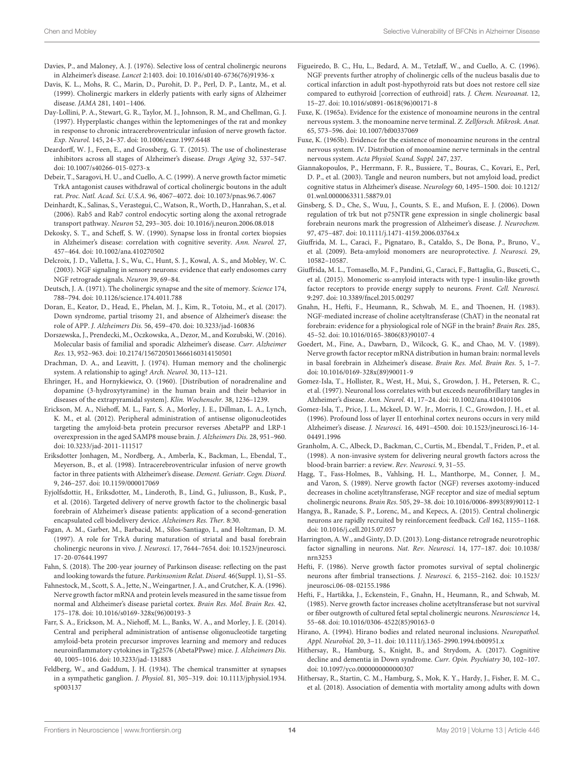Davies, P., and Maloney, A. J. (1976). Selective loss of central cholinergic neurons in Alzheimer's disease. *Lancet* 2:1403. doi: 10.1016/s0140-6736(76)91936-x

Davis, K. L., Mohs, R. C., Marin, D., Purohit, D. P., Perl, D. P., Lantz, M., et al. (1999). Cholinergic markers in elderly patients with early signs of Alzheimer disease. *JAMA* 281, 1401–1406.

Day-Lollini, P. A., Stewart, G. R., Taylor, M. J., Johnson, R. M., and Chellman, G. J. (1997). Hyperplastic changes within the leptomeninges of the rat and monkey in response to chronic intracerebroventricular infusion of nerve growth factor. *Exp. Neurol.* 145, 24–37. doi: 10.1006/exnr.1997.6448

Deardorff, W. J., Feen, E., and Grossberg, G. T. (2015). The use of cholinesterase inhibitors across all stages of Alzheimer's disease. *Drugs Aging* 32, 537–547. doi: 10.1007/s40266-015-0273-x

Debeir, T., Saragovi, H. U., and Cuello, A. C. (1999). A nerve growth factor mimetic TrkA antagonist causes withdrawal of cortical cholinergic boutons in the adult rat. *Proc. Natl. Acad. Sci. U.S.A.* 96, 4067–4072. doi: 10.1073/pnas.96.7.4067

Deinhardt, K., Salinas, S., Verastegui, C., Watson, R., Worth, D., Hanrahan, S., et al. (2006). Rab5 and Rab7 control endocytic sorting along the axonal retrograde transport pathway. *Neuron* 52, 293–305. doi: 10.1016/j.neuron.2006.08.018

Dekosky, S. T., and Scheff, S. W. (1990). Synapse loss in frontal cortex biopsies in Alzheimer's disease: correlation with cognitive severity. *Ann. Neurol.* 27, 457–464. doi: 10.1002/ana.410270502

Delcroix, J. D., Valletta, J. S., Wu, C., Hunt, S. J., Kowal, A. S., and Mobley, W. C. (2003). NGF signaling in sensory neurons: evidence that early endosomes carry NGF retrograde signals. *Neuron* 39, 69–84.

Deutsch, J. A. (1971). The cholinergic synapse and the site of memory. *Science* 174, 788–794. doi: 10.1126/science.174.4011.788

Doran, E., Keator, D., Head, E., Phelan, M. J., Kim, R., Totoiu, M., et al. (2017). Down syndrome, partial trisomy 21, and absence of Alzheimer's disease: the role of APP. *J. Alzheimers Dis.* 56, 459–470. doi: 10.3233/jad-160836

Dorszewska, J., Prendecki, M., Oczkowska, A., Dezor, M., and Kozubski, W. (2016). Molecular basis of familial and sporadic Alzheimer's disease. *Curr. Alzheimer Res.* 13, 952–963. doi: 10.2174/1567205013666160314150501

Drachman, D. A., and Leavitt, J. (1974). Human memory and the cholinergic system. A relationship to aging? *Arch. Neurol.* 30, 113–121.

Ehringer, H., and Hornykiewicz, O. (1960). [Distribution of noradrenaline and dopamine (3-hydroxytyramine) in the human brain and their behavior in diseases of the extrapyramidal system]. *Klin. Wochenschr.* 38, 1236–1239.

Erickson, M. A., Niehoff, M. L., Farr, S. A., Morley, J. E., Dillman, L. A., Lynch, K. M., et al. (2012). Peripheral administration of antisense oligonucleotides targeting the amyloid-beta protein precursor reverses AbetaPP and LRP-1 overexpression in the aged SAMP8 mouse brain. *J. Alzheimers Dis.* 28, 951–960. doi: 10.3233/jad-2011-111517

Eriksdotter Jonhagen, M., Nordberg, A., Amberla, K., Backman, L., Ebendal, T., Meyerson, B., et al. (1998). Intracerebroventricular infusion of nerve growth factor in three patients with Alzheimer's disease. *Dement. Geriatr. Cogn. Disord.* 9, 246–257. doi: 10.1159/000017069

Eyjolfsdottir, H., Eriksdotter, M., Linderoth, B., Lind, G., Juliusson, B., Kusk, P., et al. (2016). Targeted delivery of nerve growth factor to the cholinergic basal forebrain of Alzheimer's disease patients: application of a second-generation encapsulated cell biodelivery device. *Alzheimers Res. Ther.* 8:30.

Fagan, A. M., Garber, M., Barbacid, M., Silos-Santiago, I., and Holtzman, D. M. (1997). A role for TrkA during maturation of striatal and basal forebrain cholinergic neurons in vivo. *J. Neurosci.* 17, 7644–7654. doi: 10.1523/jneurosci.17-20-07644.1997

Fahn, S. (2018). The 200-year journey of Parkinson disease: reflecting on the past and looking towards the future. *Parkinsonism Relat. Disord.* 46(Suppl. 1), S1–S5.

Fahnestock, M., Scott, S. A., Jette, N., Weingartner, J. A., and Crutcher, K. A. (1996). Nerve growth factor mRNA and protein levels measured in the same tissue from normal and Alzheimer's disease parietal cortex. *Brain Res. Mol. Brain Res.* 42, 175–178. doi: 10.1016/s0169-328x(96)00193-3

Farr, S. A., Erickson, M. A., Niehoff, M. L., Banks, W. A., and Morley, J. E. (2014). Central and peripheral administration of antisense oligonucleotide targeting amyloid-beta protein precursor improves learning and memory and reduces neuroinflammatory cytokines in Tg2576 (AbetaPPswe) mice. *J. Alzheimers Dis.* 40, 1005–1016. doi: 10.3233/jad-131883

Feldberg, W., and Gaddum, J. H. (1934). The chemical transmitter at synapses in a sympathetic ganglion. *J. Physiol.* 81, 305–319. doi: 10.1113/jphysiol.1934.sp003137

Figueiredo, B. C., Hu, L., Bedard, A. M., Tetzlaff, W., and Cuello, A. C. (1996). NGF prevents further atrophy of cholinergic cells of the nucleus basalis due to cortical infarction in adult post-hypothyroid rats but does not restore cell size compared to euthyroid [correction of euthroid] rats. *J. Chem. Neuroanat.* 12, 15–27. doi: 10.1016/s0891-0618(96)00171-8

Fuxe, K. (1965a). Evidence for the existence of monoamine neurons in the central nervous system. 3. the monoamine nerve terminal. *Z. Zellforsch. Mikrosk. Anat.* 65, 573–596. doi: 10.1007/bf00337069

Fuxe, K. (1965b). Evidence for the existence of monoamine neurons in the central nervous system. IV. Distribution of monoamine nerve terminals in the central nervous system. *Acta Physiol. Scand. Suppl.* 247, 237.

Giannakopoulos, P., Herrmann, F. R., Bussiere, T., Bouras, C., Kovari, E., Perl, D. P., et al. (2003). Tangle and neuron numbers, but not amyloid load, predict cognitive status in Alzheimer's disease. *Neurology* 60, 1495–1500. doi: 10.1212/01.wnl.0000063311.58879.01

Ginsberg, S. D., Che, S., Wuu, J., Counts, S. E., and Mufson, E. J. (2006). Down regulation of trk but not p75NTR gene expression in single cholinergic basal forebrain neurons mark the progression of Alzheimer's disease. *J. Neurochem.* 97, 475–487. doi: 10.1111/j.1471-4159.2006.03764.x

Giuffrida, M. L., Caraci, F., Pignataro, B., Cataldo, S., De Bona, P., Bruno, V., et al. (2009). Beta-amyloid monomers are neuroprotective. *J. Neurosci.* 29, 10582–10587.

Giuffrida, M. L., Tomasello, M. F., Pandini, G., Caraci, F., Battaglia, G., Busceti, C., et al. (2015). Monomeric ss-amyloid interacts with type-1 insulin-like growth factor receptors to provide energy supply to neurons. *Front. Cell. Neurosci.* 9:297. doi: 10.3389/fncel.2015.00297

Gnahn, H., Hefti, F., Heumann, R., Schwab, M. E., and Thoenen, H. (1983). NGF-mediated increase of choline acetyltransferase (ChAT) in the neonatal rat forebrain: evidence for a physiological role of NGF in the brain? *Brain Res.* 285, 45–52. doi: 10.1016/0165-3806(83)90107-4

Goedert, M., Fine, A., Dawbarn, D., Wilcock, G. K., and Chao, M. V. (1989). Nerve growth factor receptor mRNA distribution in human brain: normal levels in basal forebrain in Alzheimer's disease. *Brain Res. Mol. Brain Res.* 5, 1–7. doi: 10.1016/0169-328x(89)90011-9

Gomez-Isla, T., Hollister, R., West, H., Mui, S., Growdon, J. H., Petersen, R. C., et al. (1997). Neuronal loss correlates with but exceeds neurofibrillary tangles in Alzheimer's disease. *Ann. Neurol.* 41, 17–24. doi: 10.1002/ana.410410106

Gomez-Isla, T., Price, J. L., Mckeel, D. W. Jr., Morris, J. C., Growdon, J. H., et al. (1996). Profound loss of layer II entorhinal cortex neurons occurs in very mild Alzheimer's disease. *J. Neurosci.* 16, 4491–4500. doi: 10.1523/jneurosci.16-14-04491.1996

Granholm, A. C., Albeck, D., Backman, C., Curtis, M., Ebendal, T., Friden, P., et al. (1998). A non-invasive system for delivering neural growth factors across the blood-brain barrier: a review. *Rev. Neurosci.* 9, 31–55.

Hagg, T., Fass-Holmes, B., Vahlsing, H. L., Manthorpe, M., Conner, J. M., and Varon, S. (1989). Nerve growth factor (NGF) reverses axotomy-induced decreases in choline acetyltransferase, NGF receptor and size of medial septum cholinergic neurons. *Brain Res.* 505, 29–38. doi: 10.1016/0006-8993(89)90112-1

Hangya, B., Ranade, S. P., Lorenc, M., and Kepecs, A. (2015). Central cholinergic neurons are rapidly recruited by reinforcement feedback. *Cell* 162, 1155–1168. doi: 10.1016/j.cell.2015.07.057

Harrington, A. W., and Ginty, D. D. (2013). Long-distance retrograde neurotrophic factor signalling in neurons. *Nat. Rev. Neurosci.* 14, 177–187. doi: 10.1038/nrn3253

Hefti, F. (1986). Nerve growth factor promotes survival of septal cholinergic neurons after fimbrial transections. *J. Neurosci.* 6, 2155–2162. doi: 10.1523/jneurosci.06-08-02155.1986

Hefti, F., Hartikka, J., Eckenstein, F., Gnahn, H., Heumann, R., and Schwab, M. (1985). Nerve growth factor increases choline acetyltransferase but not survival or fiber outgrowth of cultured fetal septal cholinergic neurons. *Neuroscience* 14, 55–68. doi: 10.1016/0306-4522(85)90163-0

Hirano, A. (1994). Hirano bodies and related neuronal inclusions. *Neuropathol. Appl. Neurobiol.* 20, 3–11. doi: 10.1111/j.1365-2990.1994.tb00951.x

Hithersay, R., Hamburg, S., Knight, B., and Strydom, A. (2017). Cognitive decline and dementia in Down syndrome. *Curr. Opin. Psychiatry* 30, 102–107. doi: 10.1097/yco.0000000000000307

Hithersay, R., Startin, C. M., Hamburg, S., Mok, K. Y., Hardy, J., Fisher, E. M. C., et al. (2018). Association of dementia with mortality among adults with down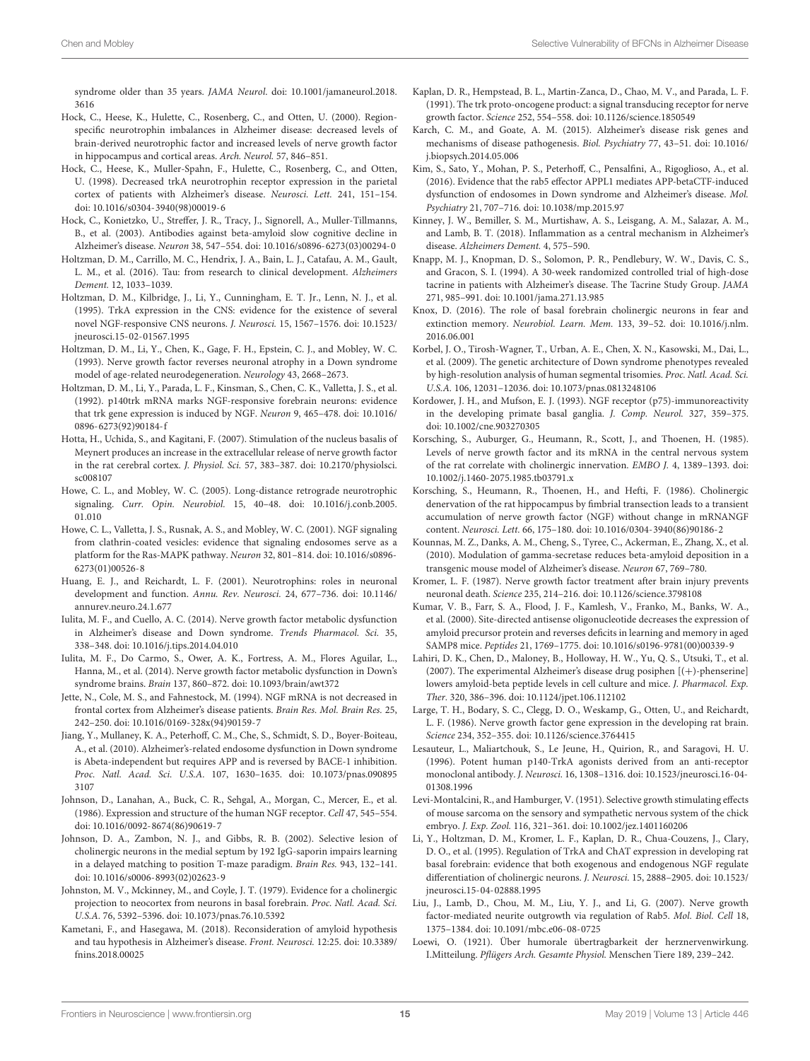syndrome older than 35 years. *JAMA Neurol*. doi: 10.1001/jamaneurol.2018.3616

Hock, C., Heese, K., Hulette, C., Rosenberg, C., and Otten, U. (2000). Region-specific neurotrophin imbalances in Alzheimer disease: decreased levels of brain-derived neurotrophic factor and increased levels of nerve growth factor in hippocampus and cortical areas. *Arch. Neurol.* 57, 846–851.

Hock, C., Heese, K., Muller-Spahn, F., Hulette, C., Rosenberg, C., and Otten, U. (1998). Decreased trkA neurotrophin receptor expression in the parietal cortex of patients with Alzheimer's disease. *Neurosci. Lett.* 241, 151–154. doi: 10.1016/s0304-3940(98)00019-6

Hock, C., Konietzko, U., Streffer, J. R., Tracy, J., Signorell, A., Muller-Tillmanns, B., et al. (2003). Antibodies against beta-amyloid slow cognitive decline in Alzheimer's disease. *Neuron* 38, 547–554. doi: 10.1016/s0896-6273(03)00294-0

Holtzman, D. M., Carrillo, M. C., Hendrix, J. A., Bain, L. J., Catafau, A. M., Gault, L. M., et al. (2016). Tau: from research to clinical development. *Alzheimers Dement.* 12, 1033–1039.

Holtzman, D. M., Kilbridge, J., Li, Y., Cunningham, E. T. Jr., Lenn, N. J., et al. (1995). TrkA expression in the CNS: evidence for the existence of several novel NGF-responsive CNS neurons. *J. Neurosci.* 15, 1567–1576. doi: 10.1523/jneurosci.15-02-01567.1995

Holtzman, D. M., Li, Y., Chen, K., Gage, F. H., Epstein, C. J., and Mobley, W. C. (1993). Nerve growth factor reverses neuronal atrophy in a Down syndrome model of age-related neurodegeneration. *Neurology* 43, 2668–2673.

Holtzman, D. M., Li, Y., Parada, L. F., Kinsman, S., Chen, C. K., Valletta, J. S., et al. (1992). p140trk mRNA marks NGF-responsive forebrain neurons: evidence that trk gene expression is induced by NGF. *Neuron* 9, 465–478. doi: 10.1016/0896-6273(92)90184-f

Hotta, H., Uchida, S., and Kagitani, F. (2007). Stimulation of the nucleus basalis of Meynert produces an increase in the extracellular release of nerve growth factor in the rat cerebral cortex. *J. Physiol. Sci.* 57, 383–387. doi: 10.2170/physiolsci.sc008107

Howe, C. L., and Mobley, W. C. (2005). Long-distance retrograde neurotrophic signaling. *Curr. Opin. Neurobiol.* 15, 40–48. doi: 10.1016/j.conb.2005.01.010

Howe, C. L., Valletta, J. S., Rusnak, A. S., and Mobley, W. C. (2001). NGF signaling from clathrin-coated vesicles: evidence that signaling endosomes serve as a platform for the Ras-MAPK pathway. *Neuron* 32, 801–814. doi: 10.1016/s0896-6273(01)00526-8

Huang, E. J., and Reichardt, L. F. (2001). Neurotrophins: roles in neuronal development and function. *Annu. Rev. Neurosci.* 24, 677–736. doi: 10.1146/annurev.neuro.24.1.677

Iulita, M. F., and Cuello, A. C. (2014). Nerve growth factor metabolic dysfunction in Alzheimer's disease and Down syndrome. *Trends Pharmacol. Sci.* 35, 338–348. doi: 10.1016/j.tips.2014.04.010

Iulita, M. F., Do Carmo, S., Ower, A. K., Fortress, A. M., Flores Aguilar, L., Hanna, M., et al. (2014). Nerve growth factor metabolic dysfunction in Down's syndrome brains. *Brain* 137, 860–872. doi: 10.1093/brain/awt372

Jette, N., Cole, M. S., and Fahnestock, M. (1994). NGF mRNA is not decreased in frontal cortex from Alzheimer's disease patients. *Brain Res. Mol. Brain Res.* 25, 242–250. doi: 10.1016/0169-328x(94)90159-7

Jiang, Y., Mullaney, K. A., Peterhoff, C. M., Che, S., Schmidt, S. D., Boyer-Boiteau, A., et al. (2010). Alzheimer's-related endosome dysfunction in Down syndrome is Abeta-independent but requires APP and is reversed by BACE-1 inhibition. *Proc. Natl. Acad. Sci. U.S.A.* 107, 1630–1635. doi: 10.1073/pnas.0908953107

Johnson, D., Lanahan, A., Buck, C. R., Sehgal, A., Morgan, C., Mercer, E., et al. (1986). Expression and structure of the human NGF receptor. *Cell* 47, 545–554. doi: 10.1016/0092-8674(86)90619-7

Johnson, D. A., Zambon, N. J., and Gibbs, R. B. (2002). Selective lesion of cholinergic neurons in the medial septum by 192 IgG-saporin impairs learning in a delayed matching to position T-maze paradigm. *Brain Res.* 943, 132–141. doi: 10.1016/s0006-8993(02)02623-9

Johnston, M. V., Mckinney, M., and Coyle, J. T. (1979). Evidence for a cholinergic projection to neocortex from neurons in basal forebrain. *Proc. Natl. Acad. Sci. U.S.A.* 76, 5392–5396. doi: 10.1073/pnas.76.10.5392

Kametani, F., and Hasegawa, M. (2018). Reconsideration of amyloid hypothesis and tau hypothesis in Alzheimer's disease. *Front. Neurosci.* 12:25. doi: 10.3389/fnins.2018.00025

Kaplan, D. R., Hempstead, B. L., Martin-Zanca, D., Chao, M. V., and Parada, L. F. (1991). The trk proto-oncogene product: a signal transducing receptor for nerve growth factor. *Science* 252, 554–558. doi: 10.1126/science.1850549

Karch, C. M., and Goate, A. M. (2015). Alzheimer's disease risk genes and mechanisms of disease pathogenesis. *Biol. Psychiatry* 77, 43–51. doi: 10.1016/j.biopsych.2014.05.006

Kim, S., Sato, Y., Mohan, P. S., Peterhoff, C., Pensalfini, A., Rigoglioso, A., et al. (2016). Evidence that the rab5 effector APPL1 mediates APP-betaCTF-induced dysfunction of endosomes in Down syndrome and Alzheimer's disease. *Mol. Psychiatry* 21, 707–716. doi: 10.1038/mp.2015.97

Kinney, J. W., Bemiller, S. M., Murtishaw, A. S., Leisgang, A. M., Salazar, A. M., and Lamb, B. T. (2018). Inflammation as a central mechanism in Alzheimer's disease. *Alzheimers Dement.* 4, 575–590.

Knapp, M. J., Knopman, D. S., Solomon, P. R., Pendlebury, W. W., Davis, C. S., and Gracon, S. I. (1994). A 30-week randomized controlled trial of high-dose tacrine in patients with Alzheimer's disease. The Tacrine Study Group. *JAMA* 271, 985–991. doi: 10.1001/jama.271.13.985

Knox, D. (2016). The role of basal forebrain cholinergic neurons in fear and extinction memory. *Neurobiol. Learn. Mem.* 133, 39–52. doi: 10.1016/j.nlm.2016.06.001

Korbel, J. O., Tirosh-Wagner, T., Urban, A. E., Chen, X. N., Kasowski, M., Dai, L., et al. (2009). The genetic architecture of Down syndrome phenotypes revealed by high-resolution analysis of human segmental trisomies. *Proc. Natl. Acad. Sci. U.S.A.* 106, 12031–12036. doi: 10.1073/pnas.0813248106

Kordower, J. H., and Mufson, E. J. (1993). NGF receptor (p75)-immunoreactivity in the developing primate basal ganglia. *J. Comp. Neurol.* 327, 359–375. doi: 10.1002/cne.903270305

Korsching, S., Auburger, G., Heumann, R., Scott, J., and Thoenen, H. (1985). Levels of nerve growth factor and its mRNA in the central nervous system of the rat correlate with cholinergic innervation. *EMBO J.* 4, 1389–1393. doi: 10.1002/j.1460-2075.1985.tb03791.x

Korsching, S., Heumann, R., Thoenen, H., and Hefti, F. (1986). Cholinergic denervation of the rat hippocampus by fimbrial transection leads to a transient accumulation of nerve growth factor (NGF) without change in mRNANGF content. *Neurosci. Lett.* 66, 175–180. doi: 10.1016/0304-3940(86)90186-2

Kounnas, M. Z., Danks, A. M., Cheng, S., Tyree, C., Ackerman, E., Zhang, X., et al. (2010). Modulation of gamma-secretase reduces beta-amyloid deposition in a transgenic mouse model of Alzheimer's disease. *Neuron* 67, 769–780.

Kromer, L. F. (1987). Nerve growth factor treatment after brain injury prevents neuronal death. *Science* 235, 214–216. doi: 10.1126/science.3798108

Kumar, V. B., Farr, S. A., Flood, J. F., Kamlesh, V., Franko, M., Banks, W. A., et al. (2000). Site-directed antisense oligonucleotide decreases the expression of amyloid precursor protein and reverses deficits in learning and memory in aged SAMP8 mice. *Peptides* 21, 1769–1775. doi: 10.1016/s0196-9781(00)00339-9

Lahiri, D. K., Chen, D., Maloney, B., Holloway, H. W., Yu, Q. S., Utsuki, T., et al. (2007). The experimental Alzheimer's disease drug posiphen [(+)-phenserine] lowers amyloid-beta peptide levels in cell culture and mice. *J. Pharmacol. Exp. Ther.* 320, 386–396. doi: 10.1124/jpet.106.112102

Large, T. H., Bodary, S. C., Clegg, D. O., Weskamp, G., Otten, U., and Reichardt, L. F. (1986). Nerve growth factor gene expression in the developing rat brain. *Science* 234, 352–355. doi: 10.1126/science.3764415

Lesauteur, L., Maliartchouk, S., Le Jeune, H., Quirion, R., and Saragovi, H. U. (1996). Potent human p140-TrkA agonists derived from an anti-receptor monoclonal antibody. *J. Neurosci.* 16, 1308–1316. doi: 10.1523/jneurosci.16-04-01308.1996

Levi-Montalcini, R., and Hamburger, V. (1951). Selective growth stimulating effects of mouse sarcoma on the sensory and sympathetic nervous system of the chick embryo. *J. Exp. Zool.* 116, 321–361. doi: 10.1002/jez.1401160206

Li, Y., Holtzman, D. M., Kromer, L. F., Kaplan, D. R., Chua-Couzens, J., Clary, D. O., et al. (1995). Regulation of TrkA and ChAT expression in developing rat basal forebrain: evidence that both exogenous and endogenous NGF regulate differentiation of cholinergic neurons. *J. Neurosci.* 15, 2888–2905. doi: 10.1523/jneurosci.15-04-02888.1995

Liu, J., Lamb, D., Chou, M. M., Liu, Y. J., and Li, G. (2007). Nerve growth factor-mediated neurite outgrowth via regulation of Rab5. *Mol. Biol. Cell* 18, 1375–1384. doi: 10.1091/mbc.e06-08-0725

Loewi, O. (1921). Über humorale übertragbarkeit der herznervenwirkung. I.Mitteilung. *Pflügers Arch. Gesamte Physiol.* Menschen Tiere 189, 239–242.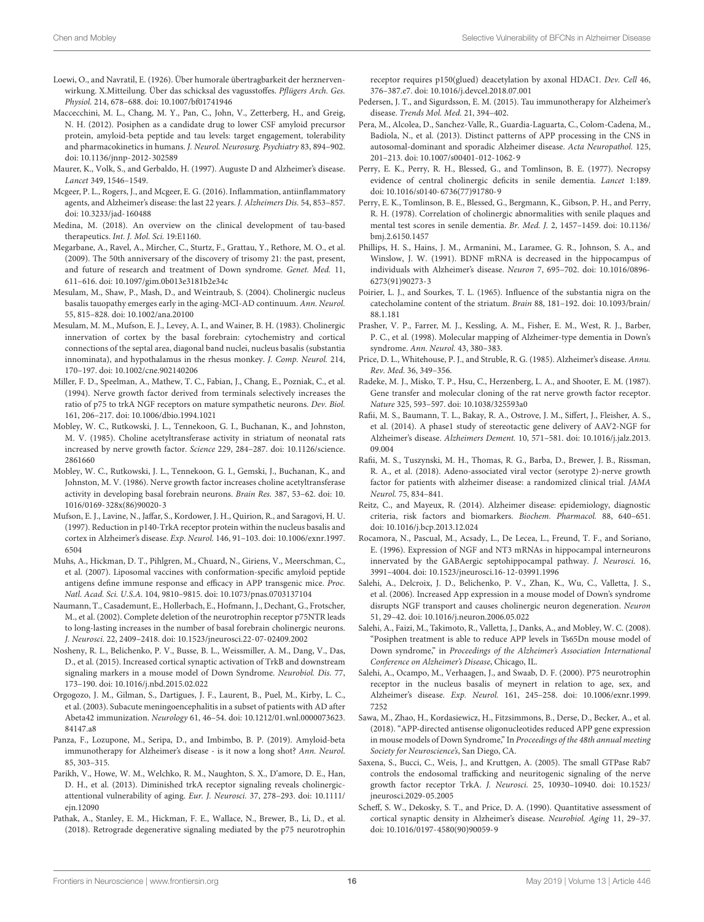Loewi, O., and Navratil, E. (1926). Über humorale übertragbarkeit der herznervenwirkung. X.Mitteilung. Über das schicksal des vagusstoffes. *Pflügers Arch. Ges. Physiol.* 214, 678–688. doi: 10.1007/bf01741946

Maccecchini, M. L., Chang, M. Y., Pan, C., John, V., Zetterberg, H., and Greig, N. H. (2012). Posiphen as a candidate drug to lower CSF amyloid precursor protein, amyloid-beta peptide and tau levels: target engagement, tolerability and pharmacokinetics in humans. *J. Neurol. Neurosurg. Psychiatry* 83, 894–902. doi: 10.1136/jnnp-2012-302589

Maurer, K., Volk, S., and Gerbaldo, H. (1997). Auguste D and Alzheimer's disease. *Lancet* 349, 1546–1549.

Mcgeer, P. L., Rogers, J., and Mcgeer, E. G. (2016). Inflammation, antiinflammatory agents, and Alzheimer's disease: the last 22 years. *J. Alzheimers Dis.* 54, 853–857. doi: 10.3233/jad-160488

Medina, M. (2018). An overview on the clinical development of tau-based therapeutics. *Int. J. Mol. Sci.* 19:E1160.

Megarbane, A., Ravel, A., Mircher, C., Sturtz, F., Grattau, Y., Rethore, M. O., et al. (2009). The 50th anniversary of the discovery of trisomy 21: the past, present, and future of research and treatment of Down syndrome. *Genet. Med.* 11, 611–616. doi: 10.1097/gim.0b013e3181b2e34c

Mesulam, M., Shaw, P., Mash, D., and Weintraub, S. (2004). Cholinergic nucleus basalis tauopathy emerges early in the aging-MCI-AD continuum. *Ann. Neurol.* 55, 815–828. doi: 10.1002/ana.20100

Mesulam, M. M., Mufson, E. J., Levey, A. I., and Wainer, B. H. (1983). Cholinergic innervation of cortex by the basal forebrain: cytochemistry and cortical connections of the septal area, diagonal band nuclei, nucleus basalis (substantia innominata), and hypothalamus in the rhesus monkey. *J. Comp. Neurol.* 214, 170–197. doi: 10.1002/cne.902140206

Miller, F. D., Speelman, A., Mathew, T. C., Fabian, J., Chang, E., Pozniak, C., et al. (1994). Nerve growth factor derived from terminals selectively increases the ratio of p75 to trkA NGF receptors on mature sympathetic neurons. *Dev. Biol.* 161, 206–217. doi: 10.1006/dbio.1994.1021

Mobley, W. C., Rutkowski, J. L., Tennekoon, G. I., Buchanan, K., and Johnston, M. V. (1985). Choline acetyltransferase activity in striatum of neonatal rats increased by nerve growth factor. *Science* 229, 284–287. doi: 10.1126/science.2861660

Mobley, W. C., Rutkowski, J. L., Tennekoon, G. I., Gemski, J., Buchanan, K., and Johnston, M. V. (1986). Nerve growth factor increases choline acetyltransferase activity in developing basal forebrain neurons. *Brain Res.* 387, 53–62. doi: 10.1016/0169-328x(86)90020-3

Mufson, E. J., Lavine, N., Jaffar, S., Kordower, J. H., Quirion, R., and Saragovi, H. U. (1997). Reduction in p140-TrkA receptor protein within the nucleus basalis and cortex in Alzheimer's disease. *Exp. Neurol.* 146, 91–103. doi: 10.1006/exnr.1997.6504

Muhs, A., Hickman, D. T., Pihlgren, M., Chuard, N., Giriens, V., Meerschman, C., et al. (2007). Liposomal vaccines with conformation-specific amyloid peptide antigens define immune response and efficacy in APP transgenic mice. *Proc. Natl. Acad. Sci. U.S.A.* 104, 9810–9815. doi: 10.1073/pnas.0703137104

Naumann, T., Casademunt, E., Hollerbach, E., Hofmann, J., Dechant, G., Frotscher, M., et al. (2002). Complete deletion of the neurotrophin receptor p75NTR leads to long-lasting increases in the number of basal forebrain cholinergic neurons. *J. Neurosci.* 22, 2409–2418. doi: 10.1523/jneurosci.22-07-02409.2002

Nosheny, R. L., Belichenko, P. V., Busse, B. L., Weissmiller, A. M., Dang, V., Das, D., et al. (2015). Increased cortical synaptic activation of TrkB and downstream signaling markers in a mouse model of Down Syndrome. *Neurobiol. Dis.* 77, 173–190. doi: 10.1016/j.nbd.2015.02.022

Orgogozo, J. M., Gilman, S., Dartigues, J. F., Laurent, B., Puel, M., Kirby, L. C., et al. (2003). Subacute meningoencephalitis in a subset of patients with AD after Abeta42 immunization. *Neurology* 61, 46–54. doi: 10.1212/01.wnl.0000073623.84147.a8

Panza, F., Lozupone, M., Seripa, D., and Imbimbo, B. P. (2019). Amyloid-beta immunotherapy for Alzheimer's disease - is it now a long shot? *Ann. Neurol.* 85, 303–315.

Parikh, V., Howe, W. M., Welchko, R. M., Naughton, S. X., D'amore, D. E., Han, D. H., et al. (2013). Diminished trkA receptor signaling reveals cholinergic-attentional vulnerability of aging. *Eur. J. Neurosci.* 37, 278–293. doi: 10.1111/ejn.12090

Pathak, A., Stanley, E. M., Hickman, F. E., Wallace, N., Brewer, B., Li, D., et al. (2018). Retrograde degenerative signaling mediated by the p75 neurotrophin receptor requires p150(glued) deacetylation by axonal HDAC1. *Dev. Cell* 46, 376–387.e7. doi: 10.1016/j.devcel.2018.07.001

Pedersen, J. T., and Sigurdsson, E. M. (2015). Tau immunotherapy for Alzheimer's disease. *Trends Mol. Med.* 21, 394–402.

Pera, M., Alcolea, D., Sanchez-Valle, R., Guardia-Laguarta, C., Colom-Cadena, M., Badiola, N., et al. (2013). Distinct patterns of APP processing in the CNS in autosomal-dominant and sporadic Alzheimer disease. *Acta Neuropathol.* 125, 201–213. doi: 10.1007/s00401-012-1062-9

Perry, E. K., Perry, R. H., Blessed, G., and Tomlinson, B. E. (1977). Necropsy evidence of central cholinergic deficits in senile dementia. *Lancet* 1:189. doi: 10.1016/s0140-6736(77)91780-9

Perry, E. K., Tomlinson, B. E., Blessed, G., Bergmann, K., Gibson, P. H., and Perry, R. H. (1978). Correlation of cholinergic abnormalities with senile plaques and mental test scores in senile dementia. *Br. Med. J.* 2, 1457–1459. doi: 10.1136/bmj.2.6150.1457

Phillips, H. S., Hains, J. M., Armanini, M., Laramee, G. R., Johnson, S. A., and Winslow, J. W. (1991). BDNF mRNA is decreased in the hippocampus of individuals with Alzheimer's disease. *Neuron* 7, 695–702. doi: 10.1016/0896-6273(91)90273-3

Poirier, L. J., and Sourkes, T. L. (1965). Influence of the substantia nigra on the catecholamine content of the striatum. *Brain* 88, 181–192. doi: 10.1093/brain/88.1.181

Prasher, V. P., Farrer, M. J., Kessling, A. M., Fisher, E. M., West, R. J., Barber, P. C., et al. (1998). Molecular mapping of Alzheimer-type dementia in Down's syndrome. *Ann. Neurol.* 43, 380–383.

Price, D. L., Whitehouse, P. J., and Struble, R. G. (1985). Alzheimer's disease. *Annu. Rev. Med.* 36, 349–356.

Radeke, M. J., Misko, T. P., Hsu, C., Herzenberg, L. A., and Shooter, E. M. (1987). Gene transfer and molecular cloning of the rat nerve growth factor receptor. *Nature* 325, 593–597. doi: 10.1038/325593a0

Rafii, M. S., Baumann, T. L., Bakay, R. A., Ostrove, J. M., Siffert, J., Fleisher, A. S., et al. (2014). A phase1 study of stereotactic gene delivery of AAV2-NGF for Alzheimer's disease. *Alzheimers Dement.* 10, 571–581. doi: 10.1016/j.jalz.2013.09.004

Rafii, M. S., Tuszynski, M. H., Thomas, R. G., Barba, D., Brewer, J. B., Rissman, R. A., et al. (2018). Adeno-associated viral vector (serotype 2)-nerve growth factor for patients with alzheimer disease: a randomized clinical trial. *JAMA Neurol.* 75, 834–841.

Reitz, C., and Mayeux, R. (2014). Alzheimer disease: epidemiology, diagnostic criteria, risk factors and biomarkers. *Biochem. Pharmacol.* 88, 640–651. doi: 10.1016/j.bcp.2013.12.024

Rocamora, N., Pascual, M., Acsady, L., De Lecea, L., Freund, T. F., and Soriano, E. (1996). Expression of NGF and NT3 mRNAs in hippocampal interneurons innervated by the GABAergic septohippocampal pathway. *J. Neurosci.* 16, 3991–4004. doi: 10.1523/jneurosci.16-12-03991.1996

Salehi, A., Delcroix, J. D., Belichenko, P. V., Zhan, K., Wu, C., Valletta, J. S., et al. (2006). Increased App expression in a mouse model of Down's syndrome disrupts NGF transport and causes cholinergic neuron degeneration. *Neuron* 51, 29–42. doi: 10.1016/j.neuron.2006.05.022

Salehi, A., Faizi, M., Takimoto, R., Valletta, J., Danks, A., and Mobley, W. C. (2008). "Posiphen treatment is able to reduce APP levels in Ts65Dn mouse model of Down syndrome," in *Proceedings of the Alzheimer's Association International Conference on Alzheimer's Disease*, Chicago, IL.

Salehi, A., Ocampo, M., Verhaagen, J., and Swaab, D. F. (2000). P75 neurotrophin receptor in the nucleus basalis of meynert in relation to age, sex, and Alzheimer's disease. *Exp. Neurol.* 161, 245–258. doi: 10.1006/exnr.1999.7252

Sawa, M., Zhao, H., Kordasiewicz, H., Fitzsimmons, B., Derse, D., Becker, A., et al. (2018). "APP-directed antisense oligonucleotides reduced APP gene expression in mouse models of Down Syndrome," In *Proceedings of the 48th annual meeting Society for Neuroscience's*, San Diego, CA.

Saxena, S., Bucci, C., Weis, J., and Kruttgen, A. (2005). The small GTPase Rab7 controls the endosomal trafficking and neuritogenic signaling of the nerve growth factor receptor TrkA. *J. Neurosci.* 25, 10930–10940. doi: 10.1523/jneurosci.2029-05.2005

Scheff, S. W., Dekosky, S. T., and Price, D. A. (1990). Quantitative assessment of cortical synaptic density in Alzheimer's disease. *Neurobiol. Aging* 11, 29–37. doi: 10.1016/0197-4580(90)90059-9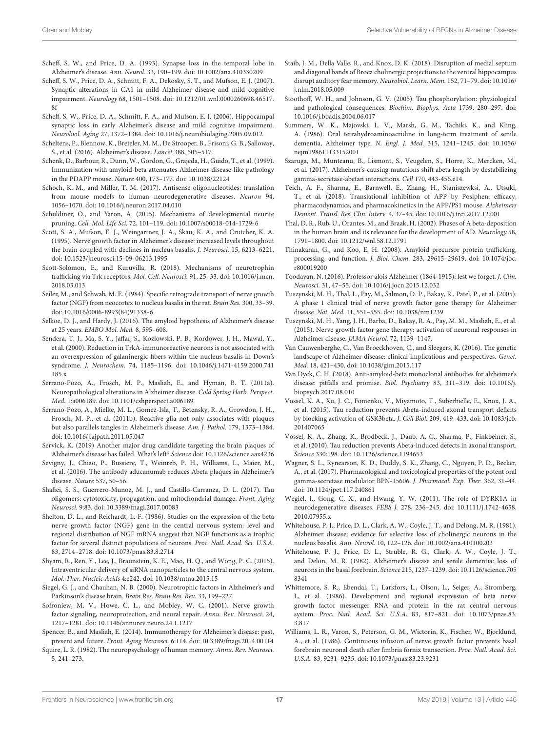Scheff, S. W., and Price, D. A. (1993). Synapse loss in the temporal lobe in Alzheimer's disease. *Ann. Neurol.* 33, 190–199. doi: 10.1002/ana.410330209

Scheff, S. W., Price, D. A., Schmitt, F. A., Dekosky, S. T., and Mufson, E. J. (2007). Synaptic alterations in CA1 in mild Alzheimer disease and mild cognitive impairment. *Neurology* 68, 1501–1508. doi: 10.1212/01.wnl.0000260698.46517.8f

Scheff, S. W., Price, D. A., Schmitt, F. A., and Mufson, E. J. (2006). Hippocampal synaptic loss in early Alzheimer's disease and mild cognitive impairment. *Neurobiol. Aging* 27, 1372–1384. doi: 10.1016/j.neurobiolaging.2005.09.012

Scheltens, P., Blennow, K., Breteler, M. M., De Strooper, B., Frisoni, G. B., Salloway, S., et al. (2016). Alzheimer's disease. *Lancet* 388, 505–517.

Schenk, D., Barbour, R., Dunn, W., Gordon, G., Grajeda, H., Guido, T., et al. (1999). Immunization with amyloid-beta attenuates Alzheimer-disease-like pathology in the PDAPP mouse. *Nature* 400, 173–177. doi: 10.1038/22124

Schoch, K. M., and Miller, T. M. (2017). Antisense oligonucleotides: translation from mouse models to human neurodegenerative diseases. *Neuron* 94, 1056–1070. doi: 10.1016/j.neuron.2017.04.010

Schuldiner, O., and Yaron, A. (2015). Mechanisms of developmental neurite pruning. *Cell. Mol. Life Sci.* 72, 101–119. doi: 10.1007/s00018-014-1729-6

Scott, S. A., Mufson, E. J., Weingartner, J. A., Skau, K. A., and Crutcher, K. A. (1995). Nerve growth factor in Alzheimer's disease: increased levels throughout the brain coupled with declines in nucleus basalis. *J. Neurosci.* 15, 6213–6221. doi: 10.1523/jneurosci.15-09-06213.1995

Scott-Solomon, E., and Kuruvilla, R. (2018). Mechanisms of neurotrophin trafficking via Trk receptors. *Mol. Cell. Neurosci.* 91, 25–33. doi: 10.1016/j.mcn.2018.03.013

Seiler, M., and Schwab, M. E. (1984). Specific retrograde transport of nerve growth factor (NGF) from neocortex to nucleus basalis in the rat. *Brain Res.* 300, 33–39. doi: 10.1016/0006-8993(84)91338-6

Selkoe, D. J., and Hardy, J. (2016). The amyloid hypothesis of Alzheimer's disease at 25 years. *EMBO Mol. Med.* 8, 595–608.

Sendera, T. J., Ma, S. Y., Jaffar, S., Kozlowski, P. B., Kordower, J. H., Mawal, Y., et al. (2000). Reduction in TrkA-immunoreactive neurons is not associated with an overexpression of galaninergic fibers within the nucleus basalis in Down's syndrome. *J. Neurochem.* 74, 1185–1196. doi: 10.1046/j.1471-4159.2000.741185.x

Serrano-Pozo, A., Frosch, M. P., Masliah, E., and Hyman, B. T. (2011a). Neuropathological alterations in Alzheimer disease. *Cold Spring Harb. Perspect. Med.* 1:a006189. doi: 10.1101/cshperspect.a006189

Serrano-Pozo, A., Mielke, M. L., Gomez-Isla, T., Betensky, R. A., Growdon, J. H., Frosch, M. P., et al. (2011b). Reactive glia not only associates with plaques but also parallels tangles in Alzheimer's disease. *Am. J. Pathol.* 179, 1373–1384. doi: 10.1016/j.ajpath.2011.05.047

Servick, K. (2019) Another major drug candidate targeting the brain plaques of Alzheimer's disease has failed. What's left? *Science* doi: 10.1126/science.aax4236

Sevigny, J., Chiao, P., Bussiere, T., Weinreb, P. H., Williams, L., Maier, M., et al. (2016). The antibody aducanumab reduces Abeta plaques in Alzheimer's disease. *Nature* 537, 50–56.

Shafiei, S. S., Guerrero-Munoz, M. J., and Castillo-Carranza, D. L. (2017). Tau oligomers: cytotoxicity, propagation, and mitochondrial damage. *Front. Aging Neurosci.* 9:83. doi: 10.3389/fnagi.2017.00083

Shelton, D. L., and Reichardt, L. F. (1986). Studies on the expression of the beta nerve growth factor (NGF) gene in the central nervous system: level and regional distribution of NGF mRNA suggest that NGF functions as a trophic factor for several distinct populations of neurons. *Proc. Natl. Acad. Sci. U.S.A.* 83, 2714–2718. doi: 10.1073/pnas.83.8.2714

Shyam, R., Ren, Y., Lee, J., Braunstein, K. E., Mao, H. Q., and Wong, P. C. (2015). Intraventricular delivery of siRNA nanoparticles to the central nervous system. *Mol. Ther. Nucleic Acids* 4:e242. doi: 10.1038/mtna.2015.15

Siegel, G. J., and Chauhan, N. B. (2000). Neurotrophic factors in Alzheimer's and Parkinson's disease brain. *Brain Res. Brain Res. Rev.* 33, 199–227.

Sofroniew, M. V., Howe, C. L., and Mobley, W. C. (2001). Nerve growth factor signaling, neuroprotection, and neural repair. *Annu. Rev. Neurosci.* 24, 1217–1281. doi: 10.1146/annurev.neuro.24.1.1217

Spencer, B., and Masliah, E. (2014). Immunotherapy for Alzheimer's disease: past, present and future. *Front. Aging Neurosci.* 6:114. doi: 10.3389/fnagi.2014.00114

Squire, L. R. (1982). The neuropsychology of human memory. *Annu. Rev. Neurosci.* 5, 241–273.

Staib, J. M., Della Valle, R., and Knox, D. K. (2018). Disruption of medial septum and diagonal bands of Broca cholinergic projections to the ventral hippocampus disrupt auditory fear memory. *Neurobiol. Learn. Mem.* 152, 71–79. doi: 10.1016/j.nlm.2018.05.009

Stoothoff, W. H., and Johnson, G. V. (2005). Tau phosphorylation: physiological and pathological consequences. *Biochim. Biophys. Acta* 1739, 280–297. doi: 10.1016/j.bbadis.2004.06.017

Summers, W. K., Majovski, L. V., Marsh, G. M., Tachiki, K., and Kling, A. (1986). Oral tetrahydroaminoacridine in long-term treatment of senile dementia, Alzheimer type. *N. Engl. J. Med.* 315, 1241–1245. doi: 10.1056/nejm198611133152001

Szaruga, M., Munteanu, B., Lismont, S., Veugelen, S., Horre, K., Mercken, M., et al. (2017). Alzheimer's-causing mutations shift abeta length by destabilizing gamma-secretase-abetan interactions. *Cell* 170, 443-456.e14.

Teich, A. F., Sharma, E., Barnwell, E., Zhang, H., Staniszewski, A., Utsuki, T., et al. (2018). Translational inhibition of APP by Posiphen: efficacy, pharmacodynamics, and pharmacokinetics in the APP/PS1 mouse. *Alzheimers Dement. Transl. Res. Clin. Interv.* 4, 37–45. doi: 10.1016/j.trci.2017.12.001

Thal, D. R., Rub, U., Orantes, M., and Braak, H. (2002). Phases of A beta-deposition in the human brain and its relevance for the development of AD. *Neurology* 58, 1791–1800. doi: 10.1212/wnl.58.12.1791

Thinakaran, G., and Koo, E. H. (2008). Amyloid precursor protein trafficking, processing, and function. *J. Biol. Chem.* 283, 29615–29619. doi: 10.1074/jbc.r800019200

Toodayan, N. (2016). Professor alois Alzheimer (1864-1915): lest we forget. *J. Clin. Neurosci.* 31, 47–55. doi: 10.1016/j.jocn.2015.12.032

Tuszynski, M. H., Thal, L., Pay, M., Salmon, D. P., Bakay, R., Patel, P., et al. (2005). A phase 1 clinical trial of nerve growth factor gene therapy for Alzheimer disease. *Nat. Med.* 11, 551–555. doi: 10.1038/nm1239

Tuszynski, M. H., Yang, J. H., Barba, D., Bakay, R. A., Pay, M. M., Masliah, E., et al. (2015). Nerve growth factor gene therapy: activation of neuronal responses in Alzheimer disease. *JAMA Neurol.* 72, 1139–1147.

Van Cauwenberghe, C., Van Broeckhoven, C., and Sleegers, K. (2016). The genetic landscape of Alzheimer disease: clinical implications and perspectives. *Genet. Med.* 18, 421–430. doi: 10.1038/gim.2015.117

Van Dyck, C. H. (2018). Anti-amyloid-beta monoclonal antibodies for alzheimer's disease: pitfalls and promise. *Biol. Psychiatry* 83, 311–319. doi: 10.1016/j.biopsych.2017.08.010

Vossel, K. A., Xu, J. C., Fomenko, V., Miyamoto, T., Suberbielle, E., Knox, J. A., et al. (2015). Tau reduction prevents Abeta-induced axonal transport deficits by blocking activation of GSK3beta. *J. Cell Biol.* 209, 419–433. doi: 10.1083/jcb.201407065

Vossel, K. A., Zhang, K., Brodbeck, J., Daub, A. C., Sharma, P., Finkbeiner, S., et al. (2010). Tau reduction prevents Abeta-induced defects in axonal transport. *Science* 330:198. doi: 10.1126/science.1194653

Wagner, S. L., Rynearson, K. D., Duddy, S. K., Zhang, C., Nguyen, P. D., Becker, A., et al. (2017). Pharmacological and toxicological properties of the potent oral gamma-secretase modulator BPN-15606. *J. Pharmacol. Exp. Ther.* 362, 31–44. doi: 10.1124/jpet.117.240861

Wegiel, J., Gong, C. X., and Hwang, Y. W. (2011). The role of DYRK1A in neurodegenerative diseases. *FEBS J.* 278, 236–245. doi: 10.1111/j.1742-4658.2010.07955.x

Whitehouse, P. J., Price, D. L., Clark, A. W., Coyle, J. T., and Delong, M. R. (1981). Alzheimer disease: evidence for selective loss of cholinergic neurons in the nucleus basalis. *Ann. Neurol.* 10, 122–126. doi: 10.1002/ana.410100203

Whitehouse, P. J., Price, D. L., Struble, R. G., Clark, A. W., Coyle, J. T., and Delon, M. R. (1982). Alzheimer's disease and senile dementia: loss of neurons in the basal forebrain. *Science* 215, 1237–1239. doi: 10.1126/science.7058341

Whittemore, S. R., Ebendal, T., Larkfors, L., Olson, L., Seiger, A., Stromberg, I., et al. (1986). Development and regional expression of beta nerve growth factor messenger RNA and protein in the rat central nervous system. *Proc. Natl. Acad. Sci. U.S.A.* 83, 817–821. doi: 10.1073/pnas.83.3.817

Williams, L. R., Varon, S., Peterson, G. M., Wictorin, K., Fischer, W., Bjorklund, A., et al. (1986). Continuous infusion of nerve growth factor prevents basal forebrain neuronal death after fimbria fornix transection. *Proc. Natl. Acad. Sci. U.S.A.* 83, 9231–9235. doi: 10.1073/pnas.83.23.9231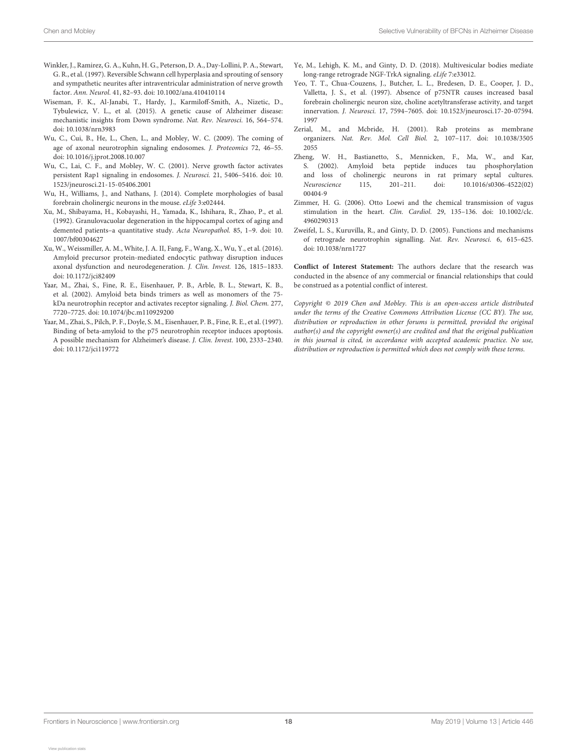Winkler, J., Ramirez, G. A., Kuhn, H. G., Peterson, D. A., Day-Lollini, P. A., Stewart, G. R., et al. (1997). Reversible Schwann cell hyperplasia and sprouting of sensory and sympathetic neurites after intraventricular administration of nerve growth factor. *Ann. Neurol.* 41, 82–93. doi: 10.1002/ana.410410114

Wiseman, F. K., Al-Janabi, T., Hardy, J., Karmiloff-Smith, A., Nizetic, D., Tybulewicz, V. L., et al. (2015). A genetic cause of Alzheimer disease: mechanistic insights from Down syndrome. *Nat. Rev. Neurosci.* 16, 564–574. doi: 10.1038/nrn3983

Wu, C., Cui, B., He, L., Chen, L., and Mobley, W. C. (2009). The coming of age of axonal neurotrophin signaling endosomes. *J. Proteomics* 72, 46–55. doi: 10.1016/j.jprot.2008.10.007

Wu, C., Lai, C. F., and Mobley, W. C. (2001). Nerve growth factor activates persistent Rap1 signaling in endosomes. *J. Neurosci.* 21, 5406–5416. doi: 10.1523/jneurosci.21-15-05406.2001

Wu, H., Williams, J., and Nathans, J. (2014). Complete morphologies of basal forebrain cholinergic neurons in the mouse. *eLife* 3:e02444.

Xu, M., Shibayama, H., Kobayashi, H., Yamada, K., Ishihara, R., Zhao, P., et al. (1992). Granulovacuolar degeneration in the hippocampal cortex of aging and demented patients–a quantitative study. *Acta Neuropathol.* 85, 1–9. doi: 10.1007/bf00304627

Xu, W., Weissmiller, A. M., White, J. A. II, Fang, F., Wang, X., Wu, Y., et al. (2016). Amyloid precursor protein-mediated endocytic pathway disruption induces axonal dysfunction and neurodegeneration. *J. Clin. Invest.* 126, 1815–1833. doi: 10.1172/jci82409

Yaar, M., Zhai, S., Fine, R. E., Eisenhauer, P. B., Arble, B. L., Stewart, K. B., et al. (2002). Amyloid beta binds trimers as well as monomers of the 75-kDa neurotrophin receptor and activates receptor signaling. *J. Biol. Chem.* 277, 7720–7725. doi: 10.1074/jbc.m110929200

Yaar, M., Zhai, S., Pilch, P. F., Doyle, S. M., Eisenhauer, P. B., Fine, R. E., et al. (1997). Binding of beta-amyloid to the p75 neurotrophin receptor induces apoptosis. A possible mechanism for Alzheimer's disease. *J. Clin. Invest.* 100, 2333–2340. doi: 10.1172/jci119772

Ye, M., Lehigh, K. M., and Ginty, D. D. (2018). Multivesicular bodies mediate long-range retrograde NGF-TrkA signaling. *eLife* 7:e33012.

Yeo, T. T., Chua-Couzens, J., Butcher, L. L., Bredesen, D. E., Cooper, J. D., Valletta, J. S., et al. (1997). Absence of p75NTR causes increased basal forebrain cholinergic neuron size, choline acetyltransferase activity, and target innervation. *J. Neurosci.* 17, 7594–7605. doi: 10.1523/jneurosci.17-20-07594.1997

Zerial, M., and Mcbride, H. (2001). Rab proteins as membrane organizers. *Nat. Rev. Mol. Cell Biol.* 2, 107–117. doi: 10.1038/35052055

Zheng, W. H., Bastianetto, S., Mennicken, F., Ma, W., and Kar, S. (2002). Amyloid beta peptide induces tau phosphorylation and loss of cholinergic neurons in rat primary septal cultures. *Neuroscience* 115, 201–211. doi: 10.1016/s0306-4522(02)00404-9

Zimmer, H. G. (2006). Otto Loewi and the chemical transmission of vagus stimulation in the heart. *Clin. Cardiol.* 29, 135–136. doi: 10.1002/clc.4960290313

Zweifel, L. S., Kuruvilla, R., and Ginty, D. D. (2005). Functions and mechanisms of retrograde neurotrophin signalling. *Nat. Rev. Neurosci.* 6, 615–625. doi: 10.1038/nrn1727

**Conflict of Interest Statement:** The authors declare that the research was conducted in the absence of any commercial or financial relationships that could be construed as a potential conflict of interest.

*Copyright © 2019 Chen and Mobley. This is an open-access article distributed under the terms of the Creative Commons Attribution License (CC BY). The use, distribution or reproduction in other forums is permitted, provided the original author(s) and the copyright owner(s) are credited and that the original publication in this journal is cited, in accordance with accepted academic practice. No use, distribution or reproduction is permitted which does not comply with these terms.*